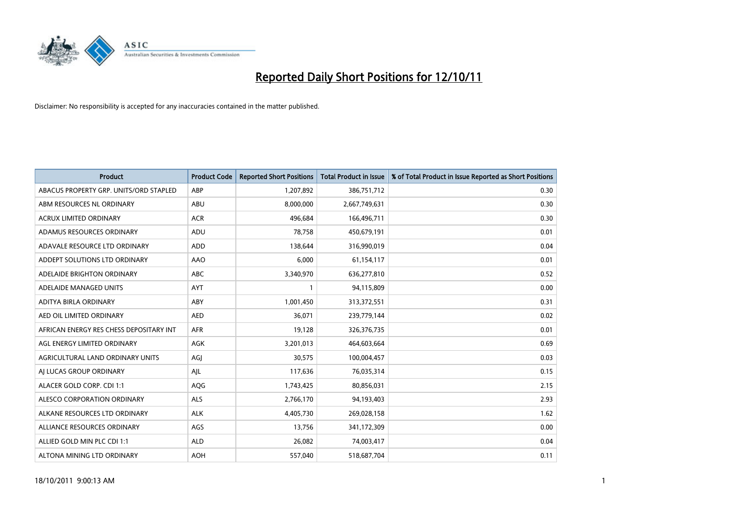# Reported Daily Short Positions for 12/10/11

Disclaimer: No responsibility is accepted for any inaccuracies contained in the matter published.

| Product | Product Code | Reported Short Positions | Total Product in Issue | % of Total Product in Issue Reported as Short Positions |
|---|---|---|---|---|
| ABACUS PROPERTY GRP. UNITS/ORD STAPLED | ABP | 1,207,892 | 386,751,712 | 0.30 |
| ABM RESOURCES NL ORDINARY | ABU | 8,000,000 | 2,667,749,631 | 0.30 |
| ACRUX LIMITED ORDINARY | ACR | 496,684 | 166,496,711 | 0.30 |
| ADAMUS RESOURCES ORDINARY | ADU | 78,758 | 450,679,191 | 0.01 |
| ADAVALE RESOURCE LTD ORDINARY | ADD | 138,644 | 316,990,019 | 0.04 |
| ADDEPT SOLUTIONS LTD ORDINARY | AAO | 6,000 | 61,154,117 | 0.01 |
| ADELAIDE BRIGHTON ORDINARY | ABC | 3,340,970 | 636,277,810 | 0.52 |
| ADELAIDE MANAGED UNITS | AYT | 1 | 94,115,809 | 0.00 |
| ADITYA BIRLA ORDINARY | ABY | 1,001,450 | 313,372,551 | 0.31 |
| AED OIL LIMITED ORDINARY | AED | 36,071 | 239,779,144 | 0.02 |
| AFRICAN ENERGY RES CHESS DEPOSITARY INT | AFR | 19,128 | 326,376,735 | 0.01 |
| AGL ENERGY LIMITED ORDINARY | AGK | 3,201,013 | 464,603,664 | 0.69 |
| AGRICULTURAL LAND ORDINARY UNITS | AGJ | 30,575 | 100,004,457 | 0.03 |
| AJ LUCAS GROUP ORDINARY | AJL | 117,636 | 76,035,314 | 0.15 |
| ALACER GOLD CORP. CDI 1:1 | AQG | 1,743,425 | 80,856,031 | 2.15 |
| ALESCO CORPORATION ORDINARY | ALS | 2,766,170 | 94,193,403 | 2.93 |
| ALKANE RESOURCES LTD ORDINARY | ALK | 4,405,730 | 269,028,158 | 1.62 |
| ALLIANCE RESOURCES ORDINARY | AGS | 13,756 | 341,172,309 | 0.00 |
| ALLIED GOLD MIN PLC CDI 1:1 | ALD | 26,082 | 74,003,417 | 0.04 |
| ALTONA MINING LTD ORDINARY | AOH | 557,040 | 518,687,704 | 0.11 |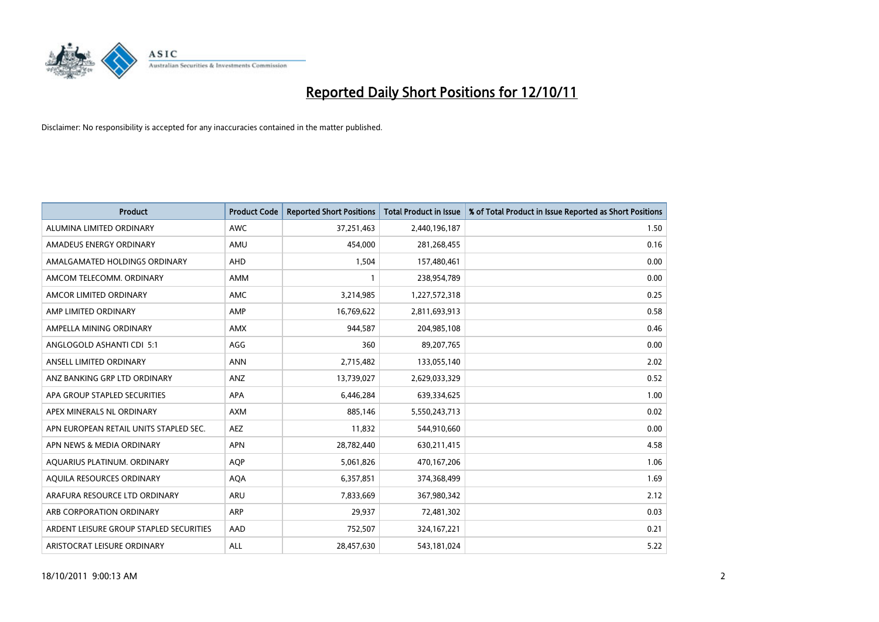# Reported Daily Short Positions for 12/10/11

Disclaimer: No responsibility is accepted for any inaccuracies contained in the matter published.

| Product | Product Code | Reported Short Positions | Total Product in Issue | % of Total Product in Issue Reported as Short Positions |
| --- | --- | --- | --- | --- |
| ALUMINA LIMITED ORDINARY | AWC | 37,251,463 | 2,440,196,187 | 1.50 |
| AMADEUS ENERGY ORDINARY | AMU | 454,000 | 281,268,455 | 0.16 |
| AMALGAMATED HOLDINGS ORDINARY | AHD | 1,504 | 157,480,461 | 0.00 |
| AMCOM TELECOMM. ORDINARY | AMM | 1 | 238,954,789 | 0.00 |
| AMCOR LIMITED ORDINARY | AMC | 3,214,985 | 1,227,572,318 | 0.25 |
| AMP LIMITED ORDINARY | AMP | 16,769,622 | 2,811,693,913 | 0.58 |
| AMPELLA MINING ORDINARY | AMX | 944,587 | 204,985,108 | 0.46 |
| ANGLOGOLD ASHANTI CDI 5:1 | AGG | 360 | 89,207,765 | 0.00 |
| ANSELL LIMITED ORDINARY | ANN | 2,715,482 | 133,055,140 | 2.02 |
| ANZ BANKING GRP LTD ORDINARY | ANZ | 13,739,027 | 2,629,033,329 | 0.52 |
| APA GROUP STAPLED SECURITIES | APA | 6,446,284 | 639,334,625 | 1.00 |
| APEX MINERALS NL ORDINARY | AXM | 885,146 | 5,550,243,713 | 0.02 |
| APN EUROPEAN RETAIL UNITS STAPLED SEC. | AEZ | 11,832 | 544,910,660 | 0.00 |
| APN NEWS & MEDIA ORDINARY | APN | 28,782,440 | 630,211,415 | 4.58 |
| AQUARIUS PLATINUM. ORDINARY | AQP | 5,061,826 | 470,167,206 | 1.06 |
| AQUILA RESOURCES ORDINARY | AQA | 6,357,851 | 374,368,499 | 1.69 |
| ARAFURA RESOURCE LTD ORDINARY | ARU | 7,833,669 | 367,980,342 | 2.12 |
| ARB CORPORATION ORDINARY | ARP | 29,937 | 72,481,302 | 0.03 |
| ARDENT LEISURE GROUP STAPLED SECURITIES | AAD | 752,507 | 324,167,221 | 0.21 |
| ARISTOCRAT LEISURE ORDINARY | ALL | 28,457,630 | 543,181,024 | 5.22 |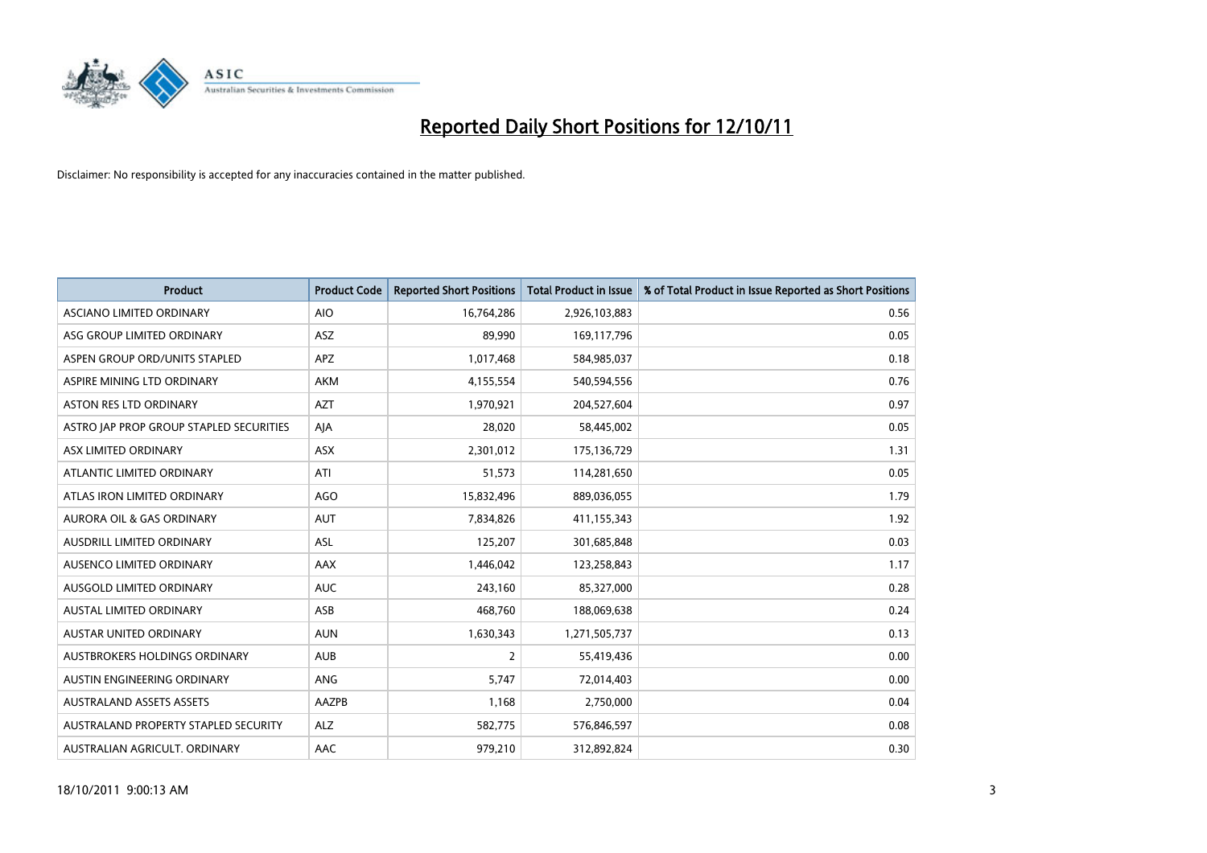# Reported Daily Short Positions for 12/10/11

Disclaimer: No responsibility is accepted for any inaccuracies contained in the matter published.

| Product | Product Code | Reported Short Positions | Total Product in Issue | % of Total Product in Issue Reported as Short Positions |
|---|---|---|---|---|
| ASCIANO LIMITED ORDINARY | AIO | 16,764,286 | 2,926,103,883 | 0.56 |
| ASG GROUP LIMITED ORDINARY | ASZ | 89,990 | 169,117,796 | 0.05 |
| ASPEN GROUP ORD/UNITS STAPLED | APZ | 1,017,468 | 584,985,037 | 0.18 |
| ASPIRE MINING LTD ORDINARY | AKM | 4,155,554 | 540,594,556 | 0.76 |
| ASTON RES LTD ORDINARY | AZT | 1,970,921 | 204,527,604 | 0.97 |
| ASTRO JAP PROP GROUP STAPLED SECURITIES | AJA | 28,020 | 58,445,002 | 0.05 |
| ASX LIMITED ORDINARY | ASX | 2,301,012 | 175,136,729 | 1.31 |
| ATLANTIC LIMITED ORDINARY | ATI | 51,573 | 114,281,650 | 0.05 |
| ATLAS IRON LIMITED ORDINARY | AGO | 15,832,496 | 889,036,055 | 1.79 |
| AURORA OIL & GAS ORDINARY | AUT | 7,834,826 | 411,155,343 | 1.92 |
| AUSDRILL LIMITED ORDINARY | ASL | 125,207 | 301,685,848 | 0.03 |
| AUSENCO LIMITED ORDINARY | AAX | 1,446,042 | 123,258,843 | 1.17 |
| AUSGOLD LIMITED ORDINARY | AUC | 243,160 | 85,327,000 | 0.28 |
| AUSTAL LIMITED ORDINARY | ASB | 468,760 | 188,069,638 | 0.24 |
| AUSTAR UNITED ORDINARY | AUN | 1,630,343 | 1,271,505,737 | 0.13 |
| AUSTBROKERS HOLDINGS ORDINARY | AUB | 2 | 55,419,436 | 0.00 |
| AUSTIN ENGINEERING ORDINARY | ANG | 5,747 | 72,014,403 | 0.00 |
| AUSTRALAND ASSETS ASSETS | AAZPB | 1,168 | 2,750,000 | 0.04 |
| AUSTRALAND PROPERTY STAPLED SECURITY | ALZ | 582,775 | 576,846,597 | 0.08 |
| AUSTRALIAN AGRICULT. ORDINARY | AAC | 979,210 | 312,892,824 | 0.30 |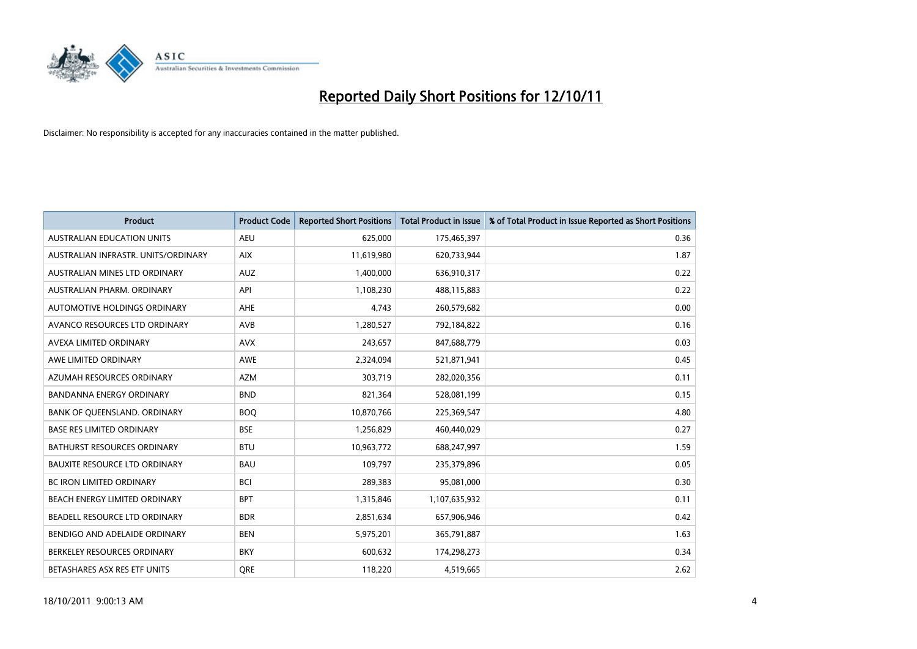# Reported Daily Short Positions for 12/10/11

Disclaimer: No responsibility is accepted for any inaccuracies contained in the matter published.

| Product | Product Code | Reported Short Positions | Total Product in Issue | % of Total Product in Issue Reported as Short Positions |
|---|---|---|---|---|
| AUSTRALIAN EDUCATION UNITS | AEU | 625,000 | 175,465,397 | 0.36 |
| AUSTRALIAN INFRASTR. UNITS/ORDINARY | AIX | 11,619,980 | 620,733,944 | 1.87 |
| AUSTRALIAN MINES LTD ORDINARY | AUZ | 1,400,000 | 636,910,317 | 0.22 |
| AUSTRALIAN PHARM. ORDINARY | API | 1,108,230 | 488,115,883 | 0.22 |
| AUTOMOTIVE HOLDINGS ORDINARY | AHE | 4,743 | 260,579,682 | 0.00 |
| AVANCO RESOURCES LTD ORDINARY | AVB | 1,280,527 | 792,184,822 | 0.16 |
| AVEXA LIMITED ORDINARY | AVX | 243,657 | 847,688,779 | 0.03 |
| AWE LIMITED ORDINARY | AWE | 2,324,094 | 521,871,941 | 0.45 |
| AZUMAH RESOURCES ORDINARY | AZM | 303,719 | 282,020,356 | 0.11 |
| BANDANNA ENERGY ORDINARY | BND | 821,364 | 528,081,199 | 0.15 |
| BANK OF QUEENSLAND. ORDINARY | BOQ | 10,870,766 | 225,369,547 | 4.80 |
| BASE RES LIMITED ORDINARY | BSE | 1,256,829 | 460,440,029 | 0.27 |
| BATHURST RESOURCES ORDINARY | BTU | 10,963,772 | 688,247,997 | 1.59 |
| BAUXITE RESOURCE LTD ORDINARY | BAU | 109,797 | 235,379,896 | 0.05 |
| BC IRON LIMITED ORDINARY | BCI | 289,383 | 95,081,000 | 0.30 |
| BEACH ENERGY LIMITED ORDINARY | BPT | 1,315,846 | 1,107,635,932 | 0.11 |
| BEADELL RESOURCE LTD ORDINARY | BDR | 2,851,634 | 657,906,946 | 0.42 |
| BENDIGO AND ADELAIDE ORDINARY | BEN | 5,975,201 | 365,791,887 | 1.63 |
| BERKELEY RESOURCES ORDINARY | BKY | 600,632 | 174,298,273 | 0.34 |
| BETASHARES ASX RES ETF UNITS | QRE | 118,220 | 4,519,665 | 2.62 |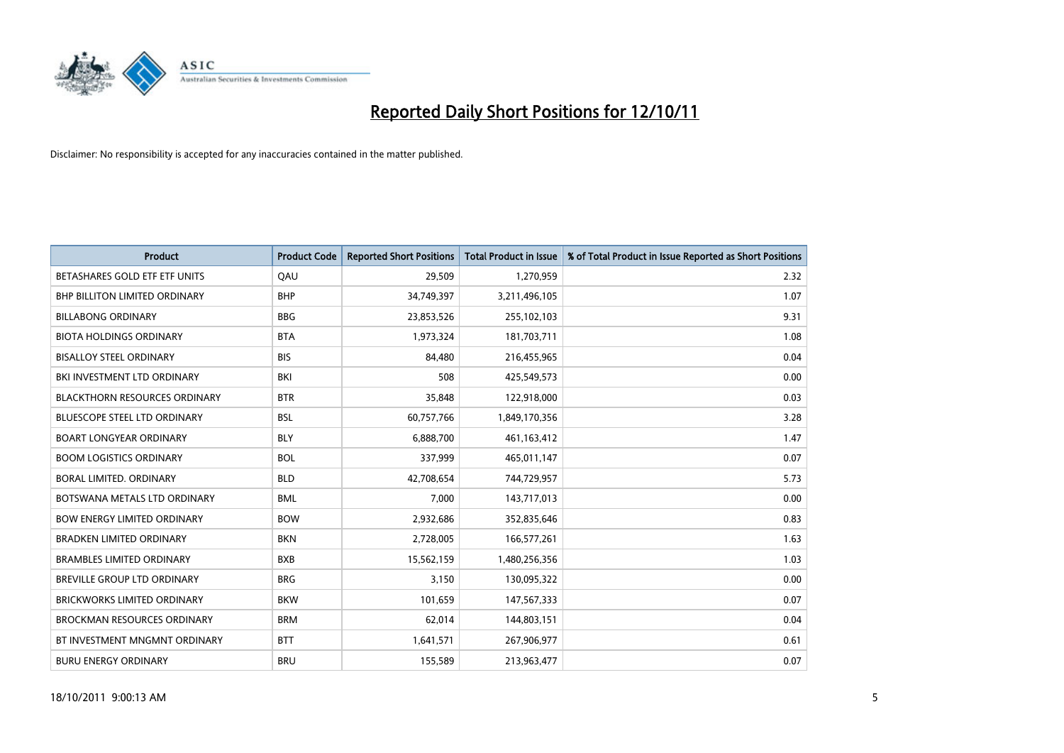# Reported Daily Short Positions for 12/10/11

Disclaimer: No responsibility is accepted for any inaccuracies contained in the matter published.

| Product | Product Code | Reported Short Positions | Total Product in Issue | % of Total Product in Issue Reported as Short Positions |
|---|---|---|---|---|
| BETASHARES GOLD ETF ETF UNITS | QAU | 29,509 | 1,270,959 | 2.32 |
| BHP BILLITON LIMITED ORDINARY | BHP | 34,749,397 | 3,211,496,105 | 1.07 |
| BILLABONG ORDINARY | BBG | 23,853,526 | 255,102,103 | 9.31 |
| BIOTA HOLDINGS ORDINARY | BTA | 1,973,324 | 181,703,711 | 1.08 |
| BISALLOY STEEL ORDINARY | BIS | 84,480 | 216,455,965 | 0.04 |
| BKI INVESTMENT LTD ORDINARY | BKI | 508 | 425,549,573 | 0.00 |
| BLACKTHORN RESOURCES ORDINARY | BTR | 35,848 | 122,918,000 | 0.03 |
| BLUESCOPE STEEL LTD ORDINARY | BSL | 60,757,766 | 1,849,170,356 | 3.28 |
| BOART LONGYEAR ORDINARY | BLY | 6,888,700 | 461,163,412 | 1.47 |
| BOOM LOGISTICS ORDINARY | BOL | 337,999 | 465,011,147 | 0.07 |
| BORAL LIMITED. ORDINARY | BLD | 42,708,654 | 744,729,957 | 5.73 |
| BOTSWANA METALS LTD ORDINARY | BML | 7,000 | 143,717,013 | 0.00 |
| BOW ENERGY LIMITED ORDINARY | BOW | 2,932,686 | 352,835,646 | 0.83 |
| BRADKEN LIMITED ORDINARY | BKN | 2,728,005 | 166,577,261 | 1.63 |
| BRAMBLES LIMITED ORDINARY | BXB | 15,562,159 | 1,480,256,356 | 1.03 |
| BREVILLE GROUP LTD ORDINARY | BRG | 3,150 | 130,095,322 | 0.00 |
| BRICKWORKS LIMITED ORDINARY | BKW | 101,659 | 147,567,333 | 0.07 |
| BROCKMAN RESOURCES ORDINARY | BRM | 62,014 | 144,803,151 | 0.04 |
| BT INVESTMENT MNGMNT ORDINARY | BTT | 1,641,571 | 267,906,977 | 0.61 |
| BURU ENERGY ORDINARY | BRU | 155,589 | 213,963,477 | 0.07 |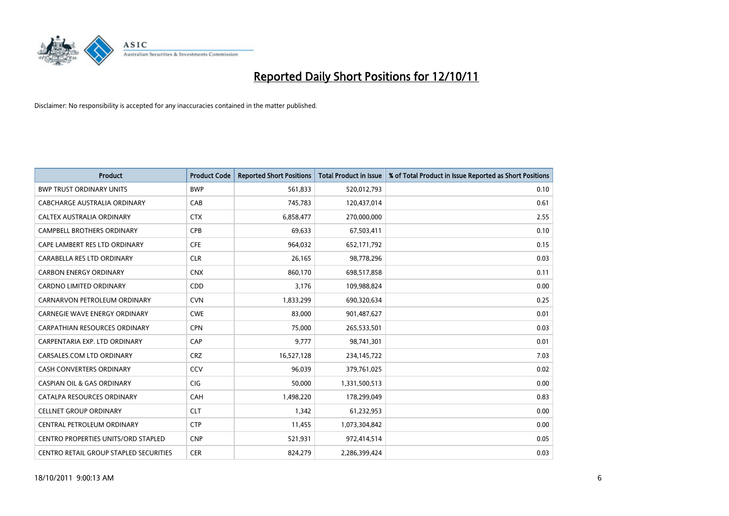# Reported Daily Short Positions for 12/10/11

Disclaimer: No responsibility is accepted for any inaccuracies contained in the matter published.

| Product | Product Code | Reported Short Positions | Total Product in Issue | % of Total Product in Issue Reported as Short Positions |
|---|---|---|---|---|
| BWP TRUST ORDINARY UNITS | BWP | 561,833 | 520,012,793 | 0.10 |
| CABCHARGE AUSTRALIA ORDINARY | CAB | 745,783 | 120,437,014 | 0.61 |
| CALTEX AUSTRALIA ORDINARY | CTX | 6,858,477 | 270,000,000 | 2.55 |
| CAMPBELL BROTHERS ORDINARY | CPB | 69,633 | 67,503,411 | 0.10 |
| CAPE LAMBERT RES LTD ORDINARY | CFE | 964,032 | 652,171,792 | 0.15 |
| CARABELLA RES LTD ORDINARY | CLR | 26,165 | 98,778,296 | 0.03 |
| CARBON ENERGY ORDINARY | CNX | 860,170 | 698,517,858 | 0.11 |
| CARDNO LIMITED ORDINARY | CDD | 3,176 | 109,988,824 | 0.00 |
| CARNARVON PETROLEUM ORDINARY | CVN | 1,833,299 | 690,320,634 | 0.25 |
| CARNEGIE WAVE ENERGY ORDINARY | CWE | 83,000 | 901,487,627 | 0.01 |
| CARPATHIAN RESOURCES ORDINARY | CPN | 75,000 | 265,533,501 | 0.03 |
| CARPENTARIA EXP. LTD ORDINARY | CAP | 9,777 | 98,741,301 | 0.01 |
| CARSALES.COM LTD ORDINARY | CRZ | 16,527,128 | 234,145,722 | 7.03 |
| CASH CONVERTERS ORDINARY | CCV | 96,039 | 379,761,025 | 0.02 |
| CASPIAN OIL & GAS ORDINARY | CIG | 50,000 | 1,331,500,513 | 0.00 |
| CATALPA RESOURCES ORDINARY | CAH | 1,498,220 | 178,299,049 | 0.83 |
| CELLNET GROUP ORDINARY | CLT | 1,342 | 61,232,953 | 0.00 |
| CENTRAL PETROLEUM ORDINARY | CTP | 11,455 | 1,073,304,842 | 0.00 |
| CENTRO PROPERTIES UNITS/ORD STAPLED | CNP | 521,931 | 972,414,514 | 0.05 |
| CENTRO RETAIL GROUP STAPLED SECURITIES | CER | 824,279 | 2,286,399,424 | 0.03 |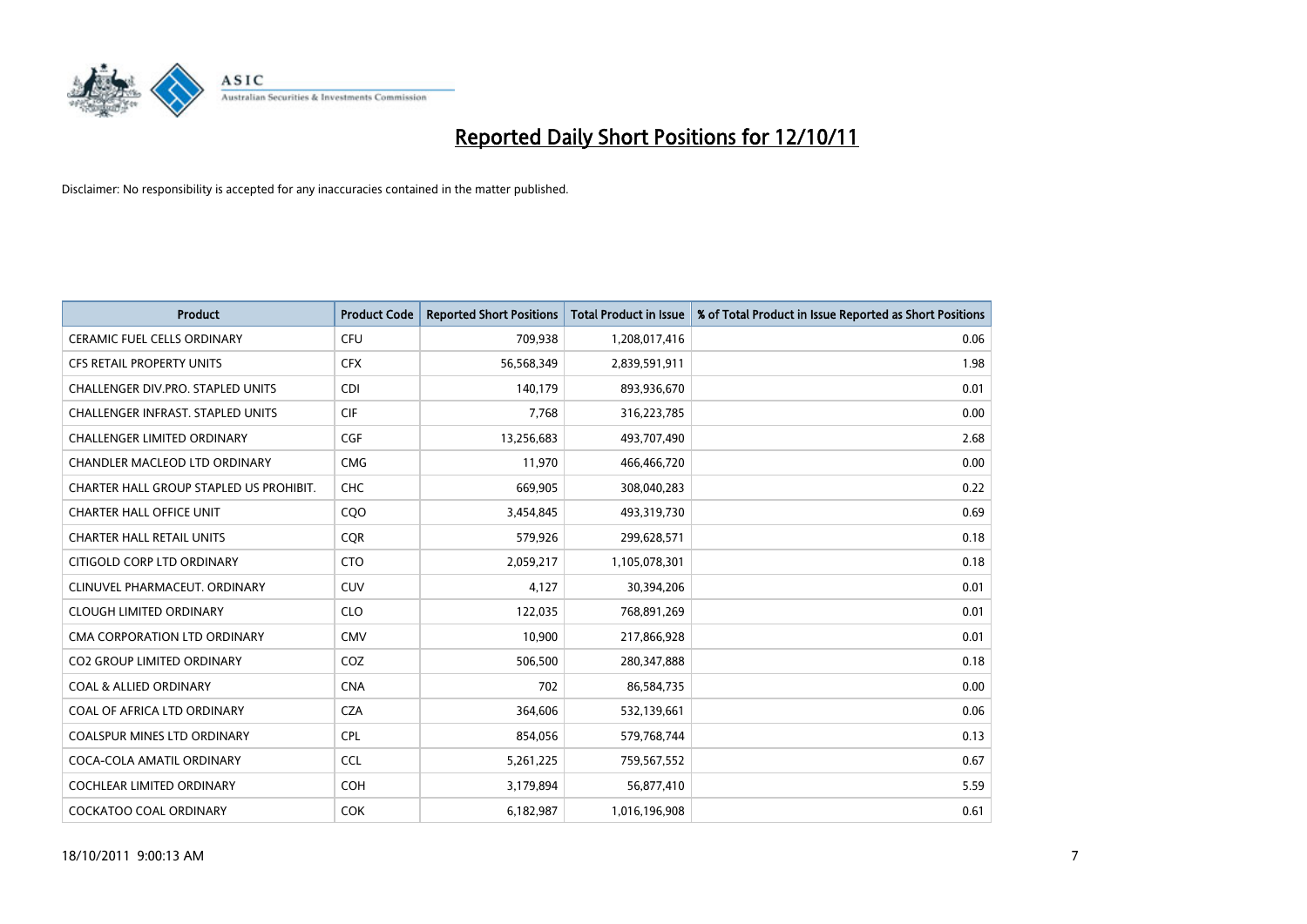# Reported Daily Short Positions for 12/10/11

Disclaimer: No responsibility is accepted for any inaccuracies contained in the matter published.

| Product | Product Code | Reported Short Positions | Total Product in Issue | % of Total Product in Issue Reported as Short Positions |
|---|---|---|---|---|
| CERAMIC FUEL CELLS ORDINARY | CFU | 709,938 | 1,208,017,416 | 0.06 |
| CFS RETAIL PROPERTY UNITS | CFX | 56,568,349 | 2,839,591,911 | 1.98 |
| CHALLENGER DIV.PRO. STAPLED UNITS | CDI | 140,179 | 893,936,670 | 0.01 |
| CHALLENGER INFRAST. STAPLED UNITS | CIF | 7,768 | 316,223,785 | 0.00 |
| CHALLENGER LIMITED ORDINARY | CGF | 13,256,683 | 493,707,490 | 2.68 |
| CHANDLER MACLEOD LTD ORDINARY | CMG | 11,970 | 466,466,720 | 0.00 |
| CHARTER HALL GROUP STAPLED US PROHIBIT. | CHC | 669,905 | 308,040,283 | 0.22 |
| CHARTER HALL OFFICE UNIT | CQO | 3,454,845 | 493,319,730 | 0.69 |
| CHARTER HALL RETAIL UNITS | CQR | 579,926 | 299,628,571 | 0.18 |
| CITIGOLD CORP LTD ORDINARY | CTO | 2,059,217 | 1,105,078,301 | 0.18 |
| CLINUVEL PHARMACEUT. ORDINARY | CUV | 4,127 | 30,394,206 | 0.01 |
| CLOUGH LIMITED ORDINARY | CLO | 122,035 | 768,891,269 | 0.01 |
| CMA CORPORATION LTD ORDINARY | CMV | 10,900 | 217,866,928 | 0.01 |
| CO2 GROUP LIMITED ORDINARY | COZ | 506,500 | 280,347,888 | 0.18 |
| COAL & ALLIED ORDINARY | CNA | 702 | 86,584,735 | 0.00 |
| COAL OF AFRICA LTD ORDINARY | CZA | 364,606 | 532,139,661 | 0.06 |
| COALSPUR MINES LTD ORDINARY | CPL | 854,056 | 579,768,744 | 0.13 |
| COCA-COLA AMATIL ORDINARY | CCL | 5,261,225 | 759,567,552 | 0.67 |
| COCHLEAR LIMITED ORDINARY | COH | 3,179,894 | 56,877,410 | 5.59 |
| COCKATOO COAL ORDINARY | COK | 6,182,987 | 1,016,196,908 | 0.61 |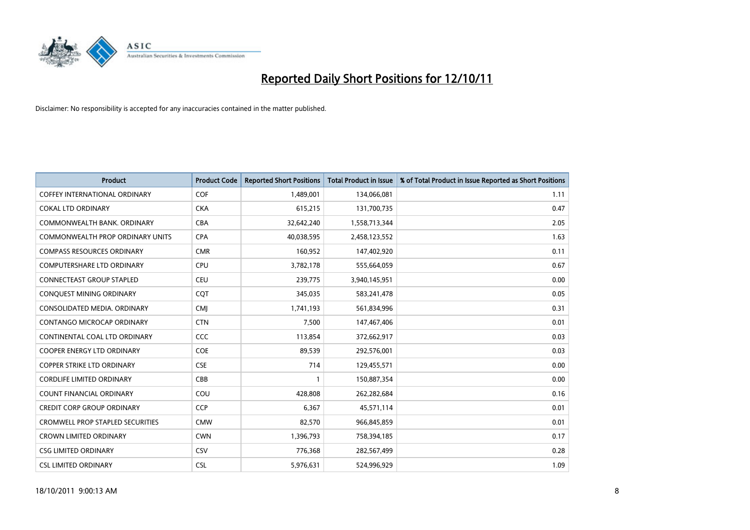# Reported Daily Short Positions for 12/10/11

Disclaimer: No responsibility is accepted for any inaccuracies contained in the matter published.

| Product | Product Code | Reported Short Positions | Total Product in Issue | % of Total Product in Issue Reported as Short Positions |
|---|---|---|---|---|
| COFFEY INTERNATIONAL ORDINARY | COF | 1,489,001 | 134,066,081 | 1.11 |
| COKAL LTD ORDINARY | CKA | 615,215 | 131,700,735 | 0.47 |
| COMMONWEALTH BANK. ORDINARY | CBA | 32,642,240 | 1,558,713,344 | 2.05 |
| COMMONWEALTH PROP ORDINARY UNITS | CPA | 40,038,595 | 2,458,123,552 | 1.63 |
| COMPASS RESOURCES ORDINARY | CMR | 160,952 | 147,402,920 | 0.11 |
| COMPUTERSHARE LTD ORDINARY | CPU | 3,782,178 | 555,664,059 | 0.67 |
| CONNECTEAST GROUP STAPLED | CEU | 239,775 | 3,940,145,951 | 0.00 |
| CONQUEST MINING ORDINARY | CQT | 345,035 | 583,241,478 | 0.05 |
| CONSOLIDATED MEDIA. ORDINARY | CMJ | 1,741,193 | 561,834,996 | 0.31 |
| CONTANGO MICROCAP ORDINARY | CTN | 7,500 | 147,467,406 | 0.01 |
| CONTINENTAL COAL LTD ORDINARY | CCC | 113,854 | 372,662,917 | 0.03 |
| COOPER ENERGY LTD ORDINARY | COE | 89,539 | 292,576,001 | 0.03 |
| COPPER STRIKE LTD ORDINARY | CSE | 714 | 129,455,571 | 0.00 |
| CORDLIFE LIMITED ORDINARY | CBB | 1 | 150,887,354 | 0.00 |
| COUNT FINANCIAL ORDINARY | COU | 428,808 | 262,282,684 | 0.16 |
| CREDIT CORP GROUP ORDINARY | CCP | 6,367 | 45,571,114 | 0.01 |
| CROMWELL PROP STAPLED SECURITIES | CMW | 82,570 | 966,845,859 | 0.01 |
| CROWN LIMITED ORDINARY | CWN | 1,396,793 | 758,394,185 | 0.17 |
| CSG LIMITED ORDINARY | CSV | 776,368 | 282,567,499 | 0.28 |
| CSL LIMITED ORDINARY | CSL | 5,976,631 | 524,996,929 | 1.09 |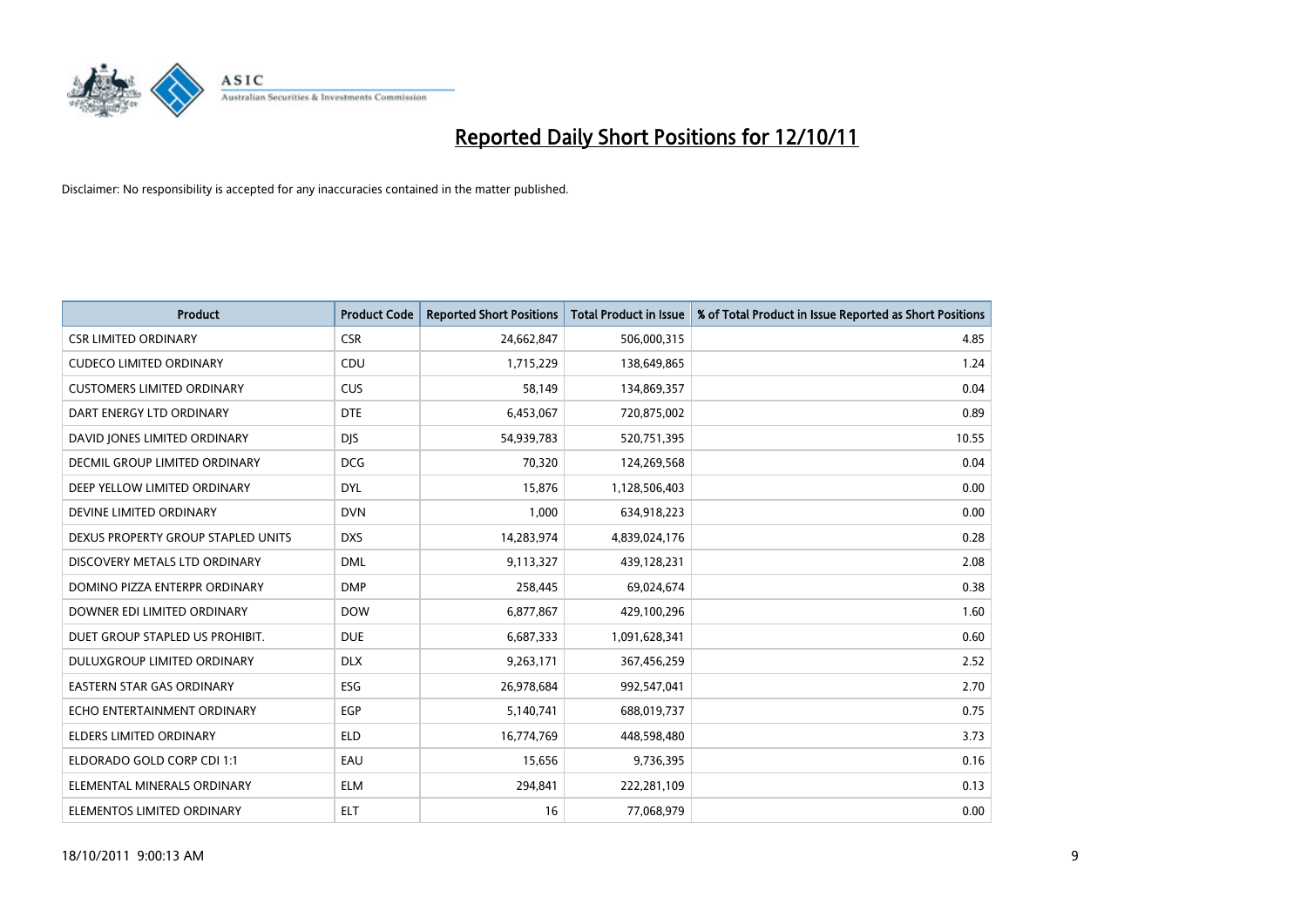# Reported Daily Short Positions for 12/10/11

Disclaimer: No responsibility is accepted for any inaccuracies contained in the matter published.

| Product | Product Code | Reported Short Positions | Total Product in Issue | % of Total Product in Issue Reported as Short Positions |
|---|---|---|---|---|
| CSR LIMITED ORDINARY | CSR | 24,662,847 | 506,000,315 | 4.85 |
| CUDECO LIMITED ORDINARY | CDU | 1,715,229 | 138,649,865 | 1.24 |
| CUSTOMERS LIMITED ORDINARY | CUS | 58,149 | 134,869,357 | 0.04 |
| DART ENERGY LTD ORDINARY | DTE | 6,453,067 | 720,875,002 | 0.89 |
| DAVID JONES LIMITED ORDINARY | DJS | 54,939,783 | 520,751,395 | 10.55 |
| DECMIL GROUP LIMITED ORDINARY | DCG | 70,320 | 124,269,568 | 0.04 |
| DEEP YELLOW LIMITED ORDINARY | DYL | 15,876 | 1,128,506,403 | 0.00 |
| DEVINE LIMITED ORDINARY | DVN | 1,000 | 634,918,223 | 0.00 |
| DEXUS PROPERTY GROUP STAPLED UNITS | DXS | 14,283,974 | 4,839,024,176 | 0.28 |
| DISCOVERY METALS LTD ORDINARY | DML | 9,113,327 | 439,128,231 | 2.08 |
| DOMINO PIZZA ENTERPR ORDINARY | DMP | 258,445 | 69,024,674 | 0.38 |
| DOWNER EDI LIMITED ORDINARY | DOW | 6,877,867 | 429,100,296 | 1.60 |
| DUET GROUP STAPLED US PROHIBIT. | DUE | 6,687,333 | 1,091,628,341 | 0.60 |
| DULUXGROUP LIMITED ORDINARY | DLX | 9,263,171 | 367,456,259 | 2.52 |
| EASTERN STAR GAS ORDINARY | ESG | 26,978,684 | 992,547,041 | 2.70 |
| ECHO ENTERTAINMENT ORDINARY | EGP | 5,140,741 | 688,019,737 | 0.75 |
| ELDERS LIMITED ORDINARY | ELD | 16,774,769 | 448,598,480 | 3.73 |
| ELDORADO GOLD CORP CDI 1:1 | EAU | 15,656 | 9,736,395 | 0.16 |
| ELEMENTAL MINERALS ORDINARY | ELM | 294,841 | 222,281,109 | 0.13 |
| ELEMENTOS LIMITED ORDINARY | ELT | 16 | 77,068,979 | 0.00 |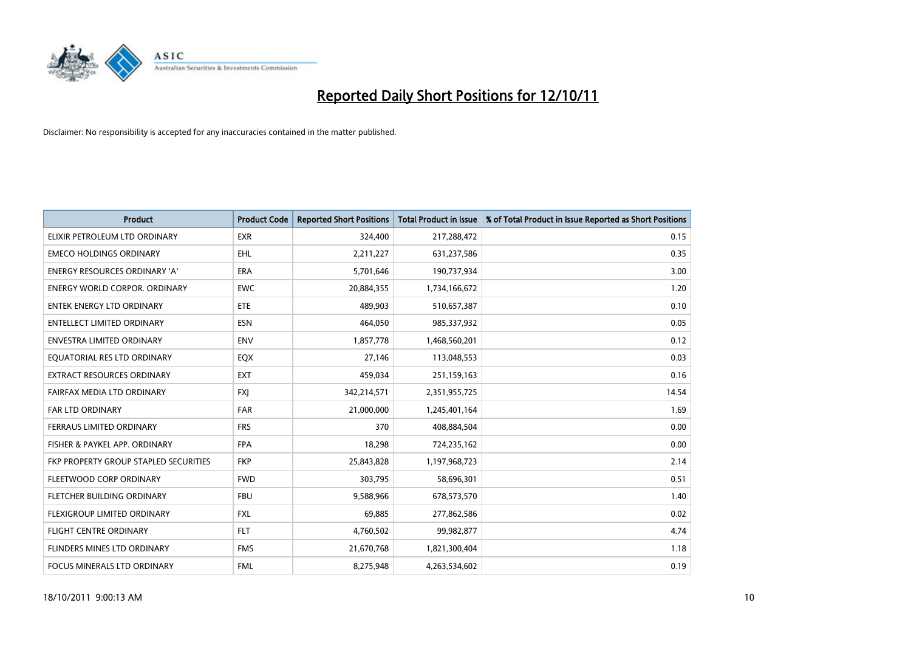# Reported Daily Short Positions for 12/10/11

Disclaimer: No responsibility is accepted for any inaccuracies contained in the matter published.

| Product | Product Code | Reported Short Positions | Total Product in Issue | % of Total Product in Issue Reported as Short Positions |
|---|---|---|---|---|
| ELIXIR PETROLEUM LTD ORDINARY | EXR | 324,400 | 217,288,472 | 0.15 |
| EMECO HOLDINGS ORDINARY | EHL | 2,211,227 | 631,237,586 | 0.35 |
| ENERGY RESOURCES ORDINARY 'A' | ERA | 5,701,646 | 190,737,934 | 3.00 |
| ENERGY WORLD CORPOR. ORDINARY | EWC | 20,884,355 | 1,734,166,672 | 1.20 |
| ENTEK ENERGY LTD ORDINARY | ETE | 489,903 | 510,657,387 | 0.10 |
| ENTELLECT LIMITED ORDINARY | ESN | 464,050 | 985,337,932 | 0.05 |
| ENVESTRA LIMITED ORDINARY | ENV | 1,857,778 | 1,468,560,201 | 0.12 |
| EQUATORIAL RES LTD ORDINARY | EQX | 27,146 | 113,048,553 | 0.03 |
| EXTRACT RESOURCES ORDINARY | EXT | 459,034 | 251,159,163 | 0.16 |
| FAIRFAX MEDIA LTD ORDINARY | FXJ | 342,214,571 | 2,351,955,725 | 14.54 |
| FAR LTD ORDINARY | FAR | 21,000,000 | 1,245,401,164 | 1.69 |
| FERRAUS LIMITED ORDINARY | FRS | 370 | 408,884,504 | 0.00 |
| FISHER & PAYKEL APP. ORDINARY | FPA | 18,298 | 724,235,162 | 0.00 |
| FKP PROPERTY GROUP STAPLED SECURITIES | FKP | 25,843,828 | 1,197,968,723 | 2.14 |
| FLEETWOOD CORP ORDINARY | FWD | 303,795 | 58,696,301 | 0.51 |
| FLETCHER BUILDING ORDINARY | FBU | 9,588,966 | 678,573,570 | 1.40 |
| FLEXIGROUP LIMITED ORDINARY | FXL | 69,885 | 277,862,586 | 0.02 |
| FLIGHT CENTRE ORDINARY | FLT | 4,760,502 | 99,982,877 | 4.74 |
| FLINDERS MINES LTD ORDINARY | FMS | 21,670,768 | 1,821,300,404 | 1.18 |
| FOCUS MINERALS LTD ORDINARY | FML | 8,275,948 | 4,263,534,602 | 0.19 |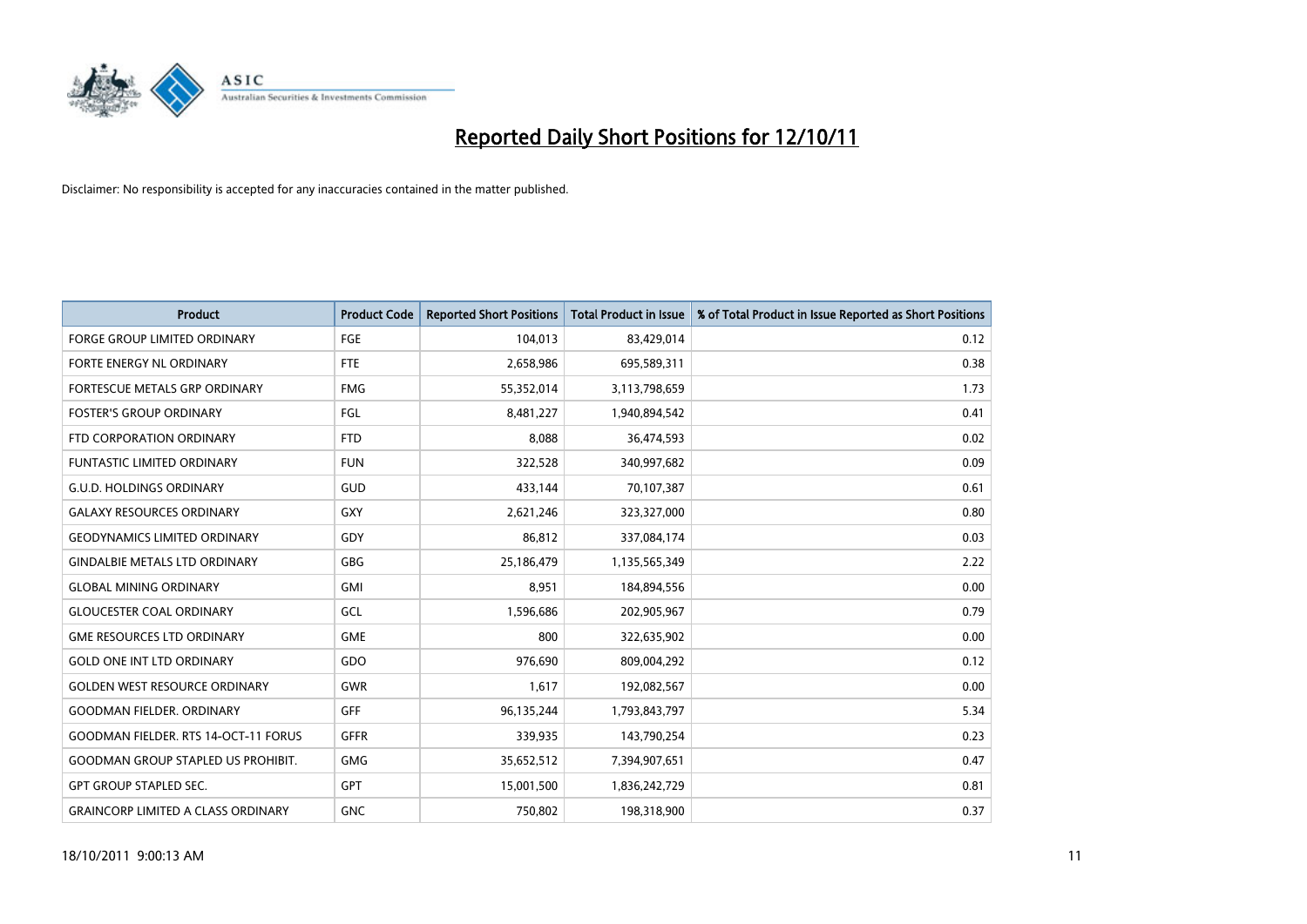# Reported Daily Short Positions for 12/10/11

Disclaimer: No responsibility is accepted for any inaccuracies contained in the matter published.

| Product | Product Code | Reported Short Positions | Total Product in Issue | % of Total Product in Issue Reported as Short Positions |
|---|---|---|---|---|
| FORGE GROUP LIMITED ORDINARY | FGE | 104,013 | 83,429,014 | 0.12 |
| FORTE ENERGY NL ORDINARY | FTE | 2,658,986 | 695,589,311 | 0.38 |
| FORTESCUE METALS GRP ORDINARY | FMG | 55,352,014 | 3,113,798,659 | 1.73 |
| FOSTER'S GROUP ORDINARY | FGL | 8,481,227 | 1,940,894,542 | 0.41 |
| FTD CORPORATION ORDINARY | FTD | 8,088 | 36,474,593 | 0.02 |
| FUNTASTIC LIMITED ORDINARY | FUN | 322,528 | 340,997,682 | 0.09 |
| G.U.D. HOLDINGS ORDINARY | GUD | 433,144 | 70,107,387 | 0.61 |
| GALAXY RESOURCES ORDINARY | GXY | 2,621,246 | 323,327,000 | 0.80 |
| GEODYNAMICS LIMITED ORDINARY | GDY | 86,812 | 337,084,174 | 0.03 |
| GINDALBIE METALS LTD ORDINARY | GBG | 25,186,479 | 1,135,565,349 | 2.22 |
| GLOBAL MINING ORDINARY | GMI | 8,951 | 184,894,556 | 0.00 |
| GLOUCESTER COAL ORDINARY | GCL | 1,596,686 | 202,905,967 | 0.79 |
| GME RESOURCES LTD ORDINARY | GME | 800 | 322,635,902 | 0.00 |
| GOLD ONE INT LTD ORDINARY | GDO | 976,690 | 809,004,292 | 0.12 |
| GOLDEN WEST RESOURCE ORDINARY | GWR | 1,617 | 192,082,567 | 0.00 |
| GOODMAN FIELDER. ORDINARY | GFF | 96,135,244 | 1,793,843,797 | 5.34 |
| GOODMAN FIELDER. RTS 14-OCT-11 FORUS | GFFR | 339,935 | 143,790,254 | 0.23 |
| GOODMAN GROUP STAPLED US PROHIBIT. | GMG | 35,652,512 | 7,394,907,651 | 0.47 |
| GPT GROUP STAPLED SEC. | GPT | 15,001,500 | 1,836,242,729 | 0.81 |
| GRAINCORP LIMITED A CLASS ORDINARY | GNC | 750,802 | 198,318,900 | 0.37 |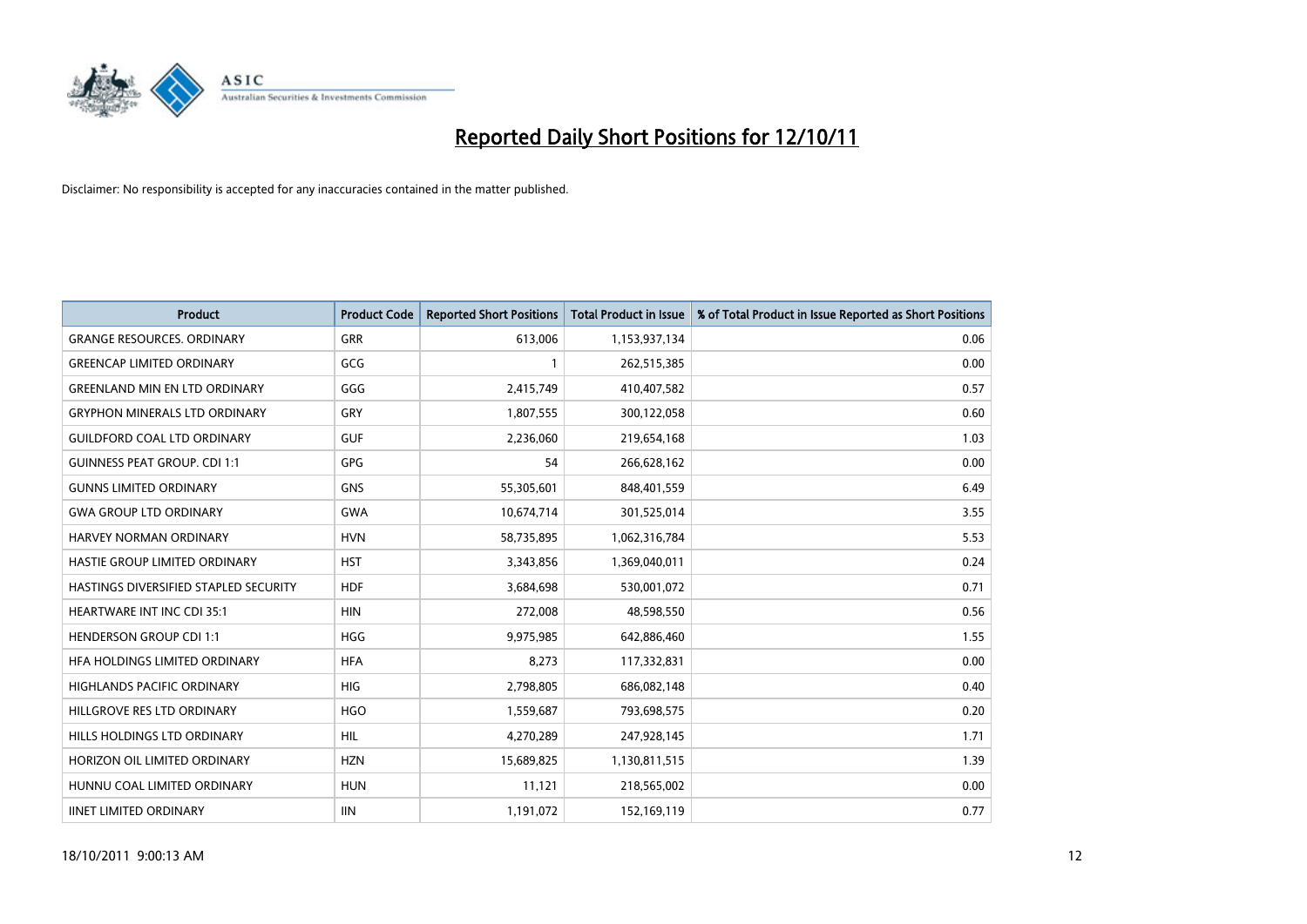# Reported Daily Short Positions for 12/10/11

Disclaimer: No responsibility is accepted for any inaccuracies contained in the matter published.

| Product | Product Code | Reported Short Positions | Total Product in Issue | % of Total Product in Issue Reported as Short Positions |
|---|---|---|---|---|
| GRANGE RESOURCES. ORDINARY | GRR | 613,006 | 1,153,937,134 | 0.06 |
| GREENCAP LIMITED ORDINARY | GCG | 1 | 262,515,385 | 0.00 |
| GREENLAND MIN EN LTD ORDINARY | GGG | 2,415,749 | 410,407,582 | 0.57 |
| GRYPHON MINERALS LTD ORDINARY | GRY | 1,807,555 | 300,122,058 | 0.60 |
| GUILDFORD COAL LTD ORDINARY | GUF | 2,236,060 | 219,654,168 | 1.03 |
| GUINNESS PEAT GROUP. CDI 1:1 | GPG | 54 | 266,628,162 | 0.00 |
| GUNNS LIMITED ORDINARY | GNS | 55,305,601 | 848,401,559 | 6.49 |
| GWA GROUP LTD ORDINARY | GWA | 10,674,714 | 301,525,014 | 3.55 |
| HARVEY NORMAN ORDINARY | HVN | 58,735,895 | 1,062,316,784 | 5.53 |
| HASTIE GROUP LIMITED ORDINARY | HST | 3,343,856 | 1,369,040,011 | 0.24 |
| HASTINGS DIVERSIFIED STAPLED SECURITY | HDF | 3,684,698 | 530,001,072 | 0.71 |
| HEARTWARE INT INC CDI 35:1 | HIN | 272,008 | 48,598,550 | 0.56 |
| HENDERSON GROUP CDI 1:1 | HGG | 9,975,985 | 642,886,460 | 1.55 |
| HFA HOLDINGS LIMITED ORDINARY | HFA | 8,273 | 117,332,831 | 0.00 |
| HIGHLANDS PACIFIC ORDINARY | HIG | 2,798,805 | 686,082,148 | 0.40 |
| HILLGROVE RES LTD ORDINARY | HGO | 1,559,687 | 793,698,575 | 0.20 |
| HILLS HOLDINGS LTD ORDINARY | HIL | 4,270,289 | 247,928,145 | 1.71 |
| HORIZON OIL LIMITED ORDINARY | HZN | 15,689,825 | 1,130,811,515 | 1.39 |
| HUNNU COAL LIMITED ORDINARY | HUN | 11,121 | 218,565,002 | 0.00 |
| IINET LIMITED ORDINARY | IIN | 1,191,072 | 152,169,119 | 0.77 |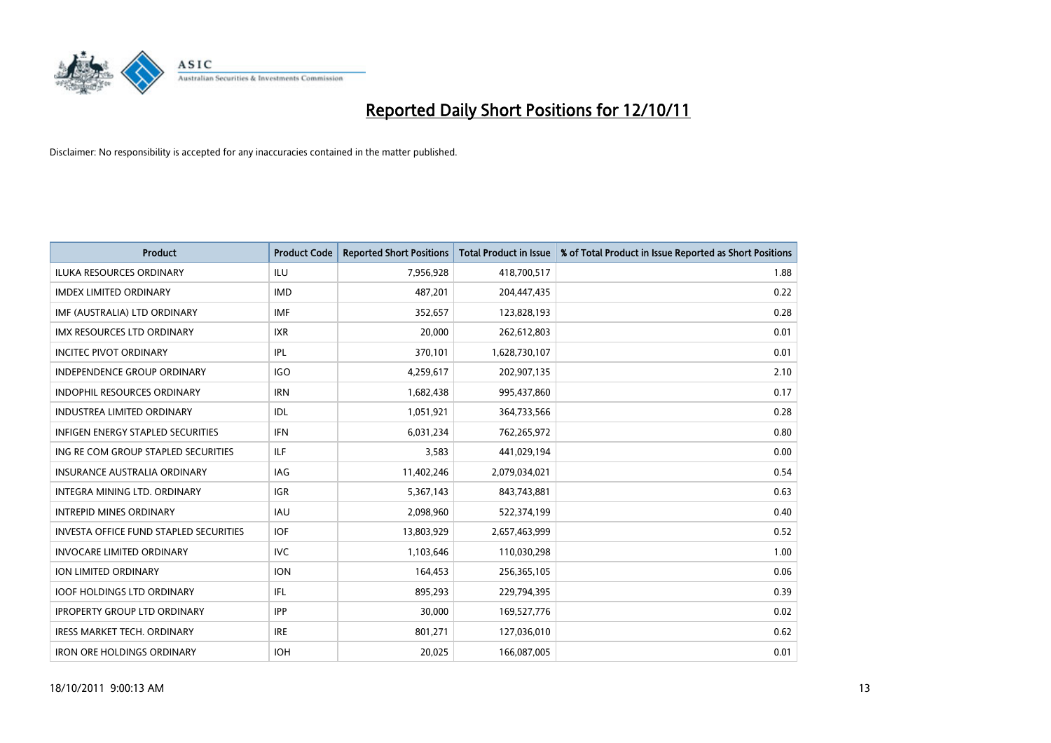# Reported Daily Short Positions for 12/10/11

Disclaimer: No responsibility is accepted for any inaccuracies contained in the matter published.

| Product | Product Code | Reported Short Positions | Total Product in Issue | % of Total Product in Issue Reported as Short Positions |
|---|---|---|---|---|
| ILUKA RESOURCES ORDINARY | ILU | 7,956,928 | 418,700,517 | 1.88 |
| IMDEX LIMITED ORDINARY | IMD | 487,201 | 204,447,435 | 0.22 |
| IMF (AUSTRALIA) LTD ORDINARY | IMF | 352,657 | 123,828,193 | 0.28 |
| IMX RESOURCES LTD ORDINARY | IXR | 20,000 | 262,612,803 | 0.01 |
| INCITEC PIVOT ORDINARY | IPL | 370,101 | 1,628,730,107 | 0.01 |
| INDEPENDENCE GROUP ORDINARY | IGO | 4,259,617 | 202,907,135 | 2.10 |
| INDOPHIL RESOURCES ORDINARY | IRN | 1,682,438 | 995,437,860 | 0.17 |
| INDUSTREA LIMITED ORDINARY | IDL | 1,051,921 | 364,733,566 | 0.28 |
| INFIGEN ENERGY STAPLED SECURITIES | IFN | 6,031,234 | 762,265,972 | 0.80 |
| ING RE COM GROUP STAPLED SECURITIES | ILF | 3,583 | 441,029,194 | 0.00 |
| INSURANCE AUSTRALIA ORDINARY | IAG | 11,402,246 | 2,079,034,021 | 0.54 |
| INTEGRA MINING LTD. ORDINARY | IGR | 5,367,143 | 843,743,881 | 0.63 |
| INTREPID MINES ORDINARY | IAU | 2,098,960 | 522,374,199 | 0.40 |
| INVESTA OFFICE FUND STAPLED SECURITIES | IOF | 13,803,929 | 2,657,463,999 | 0.52 |
| INVOCARE LIMITED ORDINARY | IVC | 1,103,646 | 110,030,298 | 1.00 |
| ION LIMITED ORDINARY | ION | 164,453 | 256,365,105 | 0.06 |
| IOOF HOLDINGS LTD ORDINARY | IFL | 895,293 | 229,794,395 | 0.39 |
| IPROPERTY GROUP LTD ORDINARY | IPP | 30,000 | 169,527,776 | 0.02 |
| IRESS MARKET TECH. ORDINARY | IRE | 801,271 | 127,036,010 | 0.62 |
| IRON ORE HOLDINGS ORDINARY | IOH | 20,025 | 166,087,005 | 0.01 |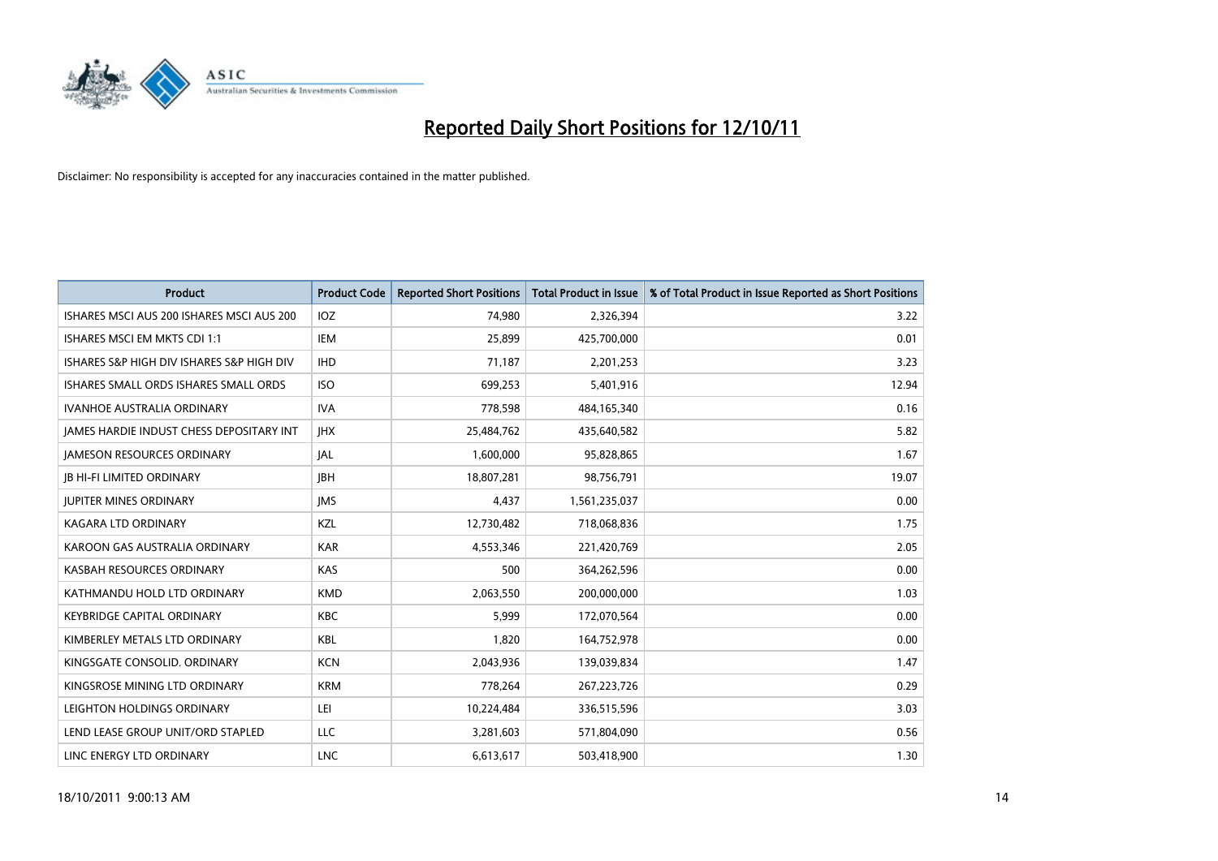# Reported Daily Short Positions for 12/10/11

Disclaimer: No responsibility is accepted for any inaccuracies contained in the matter published.

| Product | Product Code | Reported Short Positions | Total Product in Issue | % of Total Product in Issue Reported as Short Positions |
|---|---|---|---|---|
| ISHARES MSCI AUS 200 ISHARES MSCI AUS 200 | IOZ | 74,980 | 2,326,394 | 3.22 |
| ISHARES MSCI EM MKTS CDI 1:1 | IEM | 25,899 | 425,700,000 | 0.01 |
| ISHARES S&P HIGH DIV ISHARES S&P HIGH DIV | IHD | 71,187 | 2,201,253 | 3.23 |
| ISHARES SMALL ORDS ISHARES SMALL ORDS | ISO | 699,253 | 5,401,916 | 12.94 |
| IVANHOE AUSTRALIA ORDINARY | IVA | 778,598 | 484,165,340 | 0.16 |
| JAMES HARDIE INDUST CHESS DEPOSITARY INT | JHX | 25,484,762 | 435,640,582 | 5.82 |
| JAMESON RESOURCES ORDINARY | JAL | 1,600,000 | 95,828,865 | 1.67 |
| JB HI-FI LIMITED ORDINARY | JBH | 18,807,281 | 98,756,791 | 19.07 |
| JUPITER MINES ORDINARY | JMS | 4,437 | 1,561,235,037 | 0.00 |
| KAGARA LTD ORDINARY | KZL | 12,730,482 | 718,068,836 | 1.75 |
| KAROON GAS AUSTRALIA ORDINARY | KAR | 4,553,346 | 221,420,769 | 2.05 |
| KASBAH RESOURCES ORDINARY | KAS | 500 | 364,262,596 | 0.00 |
| KATHMANDU HOLD LTD ORDINARY | KMD | 2,063,550 | 200,000,000 | 1.03 |
| KEYBRIDGE CAPITAL ORDINARY | KBC | 5,999 | 172,070,564 | 0.00 |
| KIMBERLEY METALS LTD ORDINARY | KBL | 1,820 | 164,752,978 | 0.00 |
| KINGSGATE CONSOLID. ORDINARY | KCN | 2,043,936 | 139,039,834 | 1.47 |
| KINGSROSE MINING LTD ORDINARY | KRM | 778,264 | 267,223,726 | 0.29 |
| LEIGHTON HOLDINGS ORDINARY | LEI | 10,224,484 | 336,515,596 | 3.03 |
| LEND LEASE GROUP UNIT/ORD STAPLED | LLC | 3,281,603 | 571,804,090 | 0.56 |
| LINC ENERGY LTD ORDINARY | LNC | 6,613,617 | 503,418,900 | 1.30 |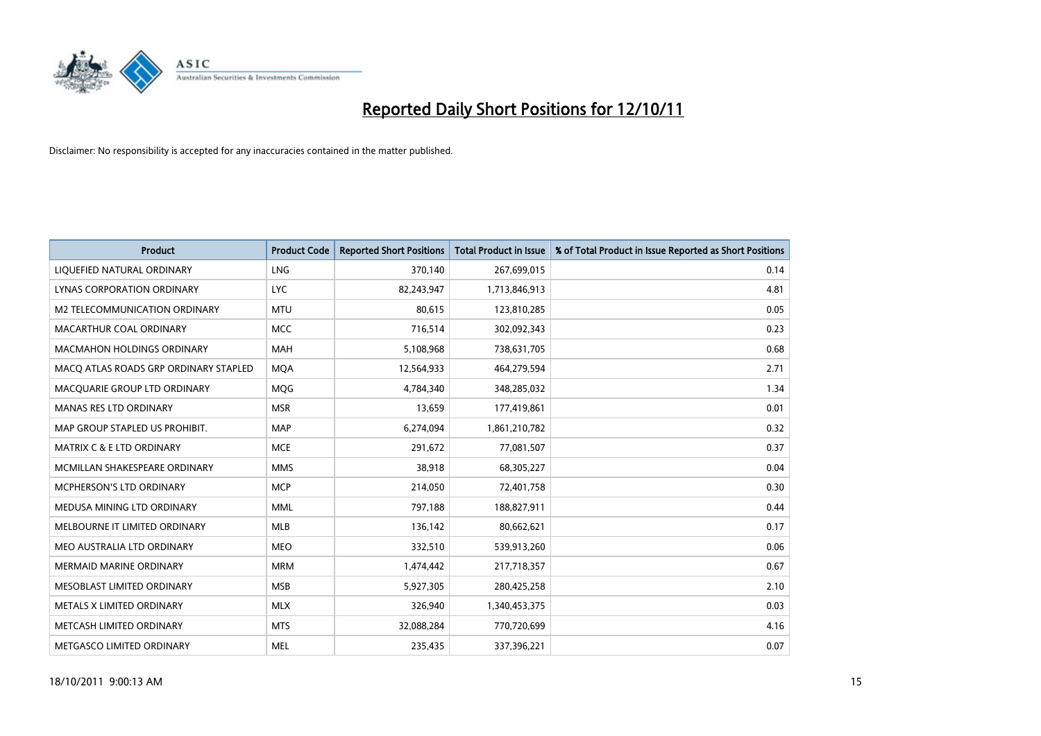# Reported Daily Short Positions for 12/10/11

Disclaimer: No responsibility is accepted for any inaccuracies contained in the matter published.

| Product | Product Code | Reported Short Positions | Total Product in Issue | % of Total Product in Issue Reported as Short Positions |
|---|---|---|---|---|
| LIQUEFIED NATURAL ORDINARY | LNG | 370,140 | 267,699,015 | 0.14 |
| LYNAS CORPORATION ORDINARY | LYC | 82,243,947 | 1,713,846,913 | 4.81 |
| M2 TELECOMMUNICATION ORDINARY | MTU | 80,615 | 123,810,285 | 0.05 |
| MACARTHUR COAL ORDINARY | MCC | 716,514 | 302,092,343 | 0.23 |
| MACMAHON HOLDINGS ORDINARY | MAH | 5,108,968 | 738,631,705 | 0.68 |
| MACQ ATLAS ROADS GRP ORDINARY STAPLED | MQA | 12,564,933 | 464,279,594 | 2.71 |
| MACQUARIE GROUP LTD ORDINARY | MQG | 4,784,340 | 348,285,032 | 1.34 |
| MANAS RES LTD ORDINARY | MSR | 13,659 | 177,419,861 | 0.01 |
| MAP GROUP STAPLED US PROHIBIT. | MAP | 6,274,094 | 1,861,210,782 | 0.32 |
| MATRIX C & E LTD ORDINARY | MCE | 291,672 | 77,081,507 | 0.37 |
| MCMILLAN SHAKESPEARE ORDINARY | MMS | 38,918 | 68,305,227 | 0.04 |
| MCPHERSON'S LTD ORDINARY | MCP | 214,050 | 72,401,758 | 0.30 |
| MEDUSA MINING LTD ORDINARY | MML | 797,188 | 188,827,911 | 0.44 |
| MELBOURNE IT LIMITED ORDINARY | MLB | 136,142 | 80,662,621 | 0.17 |
| MEO AUSTRALIA LTD ORDINARY | MEO | 332,510 | 539,913,260 | 0.06 |
| MERMAID MARINE ORDINARY | MRM | 1,474,442 | 217,718,357 | 0.67 |
| MESOBLAST LIMITED ORDINARY | MSB | 5,927,305 | 280,425,258 | 2.10 |
| METALS X LIMITED ORDINARY | MLX | 326,940 | 1,340,453,375 | 0.03 |
| METCASH LIMITED ORDINARY | MTS | 32,088,284 | 770,720,699 | 4.16 |
| METGASCO LIMITED ORDINARY | MEL | 235,435 | 337,396,221 | 0.07 |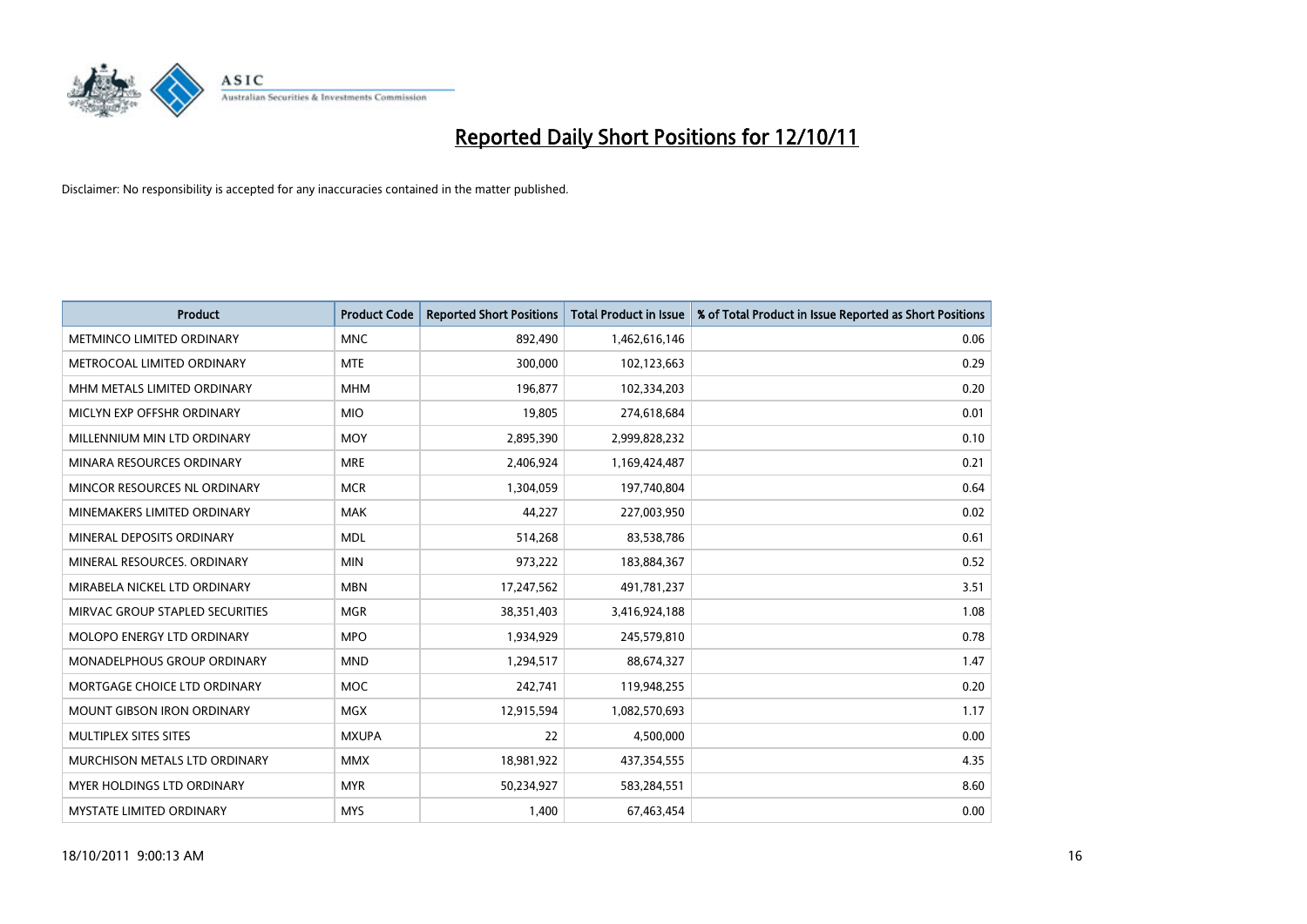# Reported Daily Short Positions for 12/10/11

Disclaimer: No responsibility is accepted for any inaccuracies contained in the matter published.

| Product | Product Code | Reported Short Positions | Total Product in Issue | % of Total Product in Issue Reported as Short Positions |
|---|---|---|---|---|
| METMINCO LIMITED ORDINARY | MNC | 892,490 | 1,462,616,146 | 0.06 |
| METROCOAL LIMITED ORDINARY | MTE | 300,000 | 102,123,663 | 0.29 |
| MHM METALS LIMITED ORDINARY | MHM | 196,877 | 102,334,203 | 0.20 |
| MICLYN EXP OFFSHR ORDINARY | MIO | 19,805 | 274,618,684 | 0.01 |
| MILLENNIUM MIN LTD ORDINARY | MOY | 2,895,390 | 2,999,828,232 | 0.10 |
| MINARA RESOURCES ORDINARY | MRE | 2,406,924 | 1,169,424,487 | 0.21 |
| MINCOR RESOURCES NL ORDINARY | MCR | 1,304,059 | 197,740,804 | 0.64 |
| MINEMAKERS LIMITED ORDINARY | MAK | 44,227 | 227,003,950 | 0.02 |
| MINERAL DEPOSITS ORDINARY | MDL | 514,268 | 83,538,786 | 0.61 |
| MINERAL RESOURCES. ORDINARY | MIN | 973,222 | 183,884,367 | 0.52 |
| MIRABELA NICKEL LTD ORDINARY | MBN | 17,247,562 | 491,781,237 | 3.51 |
| MIRVAC GROUP STAPLED SECURITIES | MGR | 38,351,403 | 3,416,924,188 | 1.08 |
| MOLOPO ENERGY LTD ORDINARY | MPO | 1,934,929 | 245,579,810 | 0.78 |
| MONADELPHOUS GROUP ORDINARY | MND | 1,294,517 | 88,674,327 | 1.47 |
| MORTGAGE CHOICE LTD ORDINARY | MOC | 242,741 | 119,948,255 | 0.20 |
| MOUNT GIBSON IRON ORDINARY | MGX | 12,915,594 | 1,082,570,693 | 1.17 |
| MULTIPLEX SITES SITES | MXUPA | 22 | 4,500,000 | 0.00 |
| MURCHISON METALS LTD ORDINARY | MMX | 18,981,922 | 437,354,555 | 4.35 |
| MYER HOLDINGS LTD ORDINARY | MYR | 50,234,927 | 583,284,551 | 8.60 |
| MYSTATE LIMITED ORDINARY | MYS | 1,400 | 67,463,454 | 0.00 |

18/10/2011 9:00:13 AM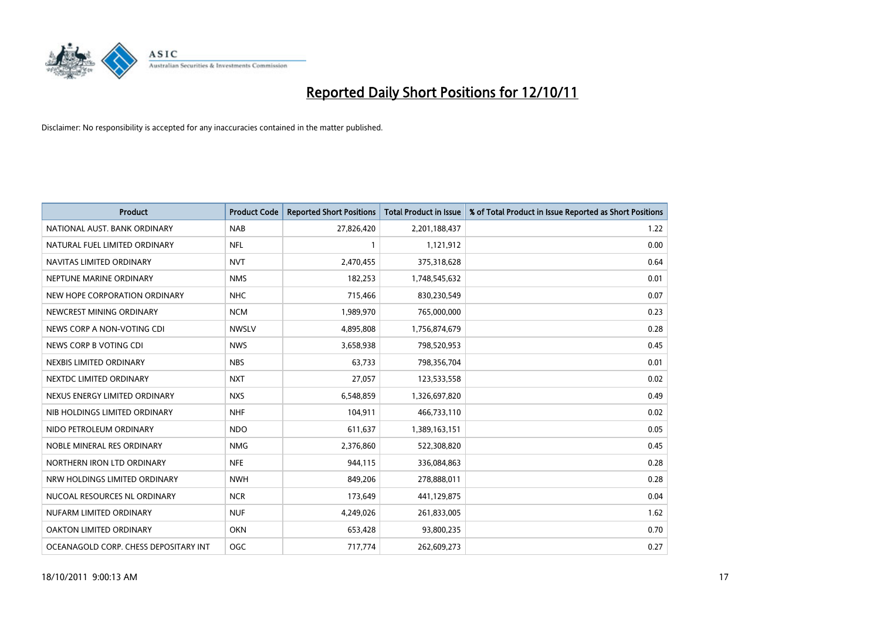# Reported Daily Short Positions for 12/10/11

Disclaimer: No responsibility is accepted for any inaccuracies contained in the matter published.

| Product | Product Code | Reported Short Positions | Total Product in Issue | % of Total Product in Issue Reported as Short Positions |
|---|---|---|---|---|
| NATIONAL AUST. BANK ORDINARY | NAB | 27,826,420 | 2,201,188,437 | 1.22 |
| NATURAL FUEL LIMITED ORDINARY | NFL | 1 | 1,121,912 | 0.00 |
| NAVITAS LIMITED ORDINARY | NVT | 2,470,455 | 375,318,628 | 0.64 |
| NEPTUNE MARINE ORDINARY | NMS | 182,253 | 1,748,545,632 | 0.01 |
| NEW HOPE CORPORATION ORDINARY | NHC | 715,466 | 830,230,549 | 0.07 |
| NEWCREST MINING ORDINARY | NCM | 1,989,970 | 765,000,000 | 0.23 |
| NEWS CORP A NON-VOTING CDI | NWSLV | 4,895,808 | 1,756,874,679 | 0.28 |
| NEWS CORP B VOTING CDI | NWS | 3,658,938 | 798,520,953 | 0.45 |
| NEXBIS LIMITED ORDINARY | NBS | 63,733 | 798,356,704 | 0.01 |
| NEXTDC LIMITED ORDINARY | NXT | 27,057 | 123,533,558 | 0.02 |
| NEXUS ENERGY LIMITED ORDINARY | NXS | 6,548,859 | 1,326,697,820 | 0.49 |
| NIB HOLDINGS LIMITED ORDINARY | NHF | 104,911 | 466,733,110 | 0.02 |
| NIDO PETROLEUM ORDINARY | NDO | 611,637 | 1,389,163,151 | 0.05 |
| NOBLE MINERAL RES ORDINARY | NMG | 2,376,860 | 522,308,820 | 0.45 |
| NORTHERN IRON LTD ORDINARY | NFE | 944,115 | 336,084,863 | 0.28 |
| NRW HOLDINGS LIMITED ORDINARY | NWH | 849,206 | 278,888,011 | 0.28 |
| NUCOAL RESOURCES NL ORDINARY | NCR | 173,649 | 441,129,875 | 0.04 |
| NUFARM LIMITED ORDINARY | NUF | 4,249,026 | 261,833,005 | 1.62 |
| OAKTON LIMITED ORDINARY | OKN | 653,428 | 93,800,235 | 0.70 |
| OCEANAGOLD CORP. CHESS DEPOSITARY INT | OGC | 717,774 | 262,609,273 | 0.27 |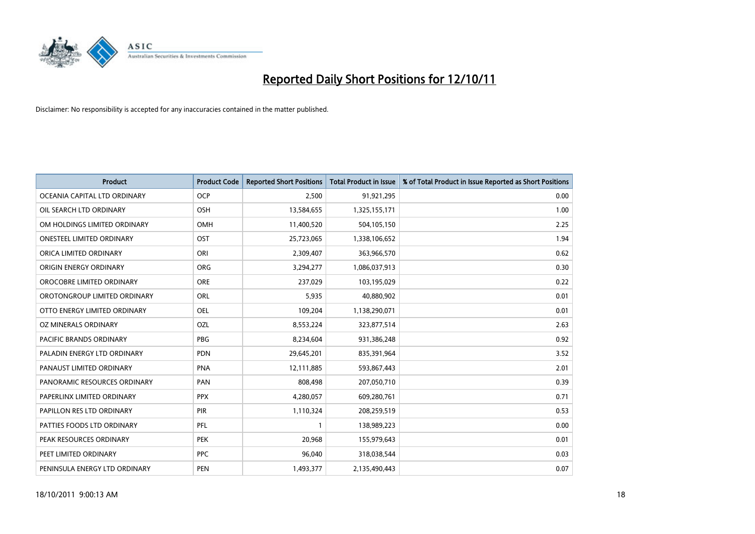# Reported Daily Short Positions for 12/10/11

Disclaimer: No responsibility is accepted for any inaccuracies contained in the matter published.

| Product | Product Code | Reported Short Positions | Total Product in Issue | % of Total Product in Issue Reported as Short Positions |
|---|---|---|---|---|
| OCEANIA CAPITAL LTD ORDINARY | OCP | 2,500 | 91,921,295 | 0.00 |
| OIL SEARCH LTD ORDINARY | OSH | 13,584,655 | 1,325,155,171 | 1.00 |
| OM HOLDINGS LIMITED ORDINARY | OMH | 11,400,520 | 504,105,150 | 2.25 |
| ONESTEEL LIMITED ORDINARY | OST | 25,723,065 | 1,338,106,652 | 1.94 |
| ORICA LIMITED ORDINARY | ORI | 2,309,407 | 363,966,570 | 0.62 |
| ORIGIN ENERGY ORDINARY | ORG | 3,294,277 | 1,086,037,913 | 0.30 |
| OROCOBRE LIMITED ORDINARY | ORE | 237,029 | 103,195,029 | 0.22 |
| OROTONGROUP LIMITED ORDINARY | ORL | 5,935 | 40,880,902 | 0.01 |
| OTTO ENERGY LIMITED ORDINARY | OEL | 109,204 | 1,138,290,071 | 0.01 |
| OZ MINERALS ORDINARY | OZL | 8,553,224 | 323,877,514 | 2.63 |
| PACIFIC BRANDS ORDINARY | PBG | 8,234,604 | 931,386,248 | 0.92 |
| PALADIN ENERGY LTD ORDINARY | PDN | 29,645,201 | 835,391,964 | 3.52 |
| PANAUST LIMITED ORDINARY | PNA | 12,111,885 | 593,867,443 | 2.01 |
| PANORAMIC RESOURCES ORDINARY | PAN | 808,498 | 207,050,710 | 0.39 |
| PAPERLINX LIMITED ORDINARY | PPX | 4,280,057 | 609,280,761 | 0.71 |
| PAPILLON RES LTD ORDINARY | PIR | 1,110,324 | 208,259,519 | 0.53 |
| PATTIES FOODS LTD ORDINARY | PFL | 1 | 138,989,223 | 0.00 |
| PEAK RESOURCES ORDINARY | PEK | 20,968 | 155,979,643 | 0.01 |
| PEET LIMITED ORDINARY | PPC | 96,040 | 318,038,544 | 0.03 |
| PENINSULA ENERGY LTD ORDINARY | PEN | 1,493,377 | 2,135,490,443 | 0.07 |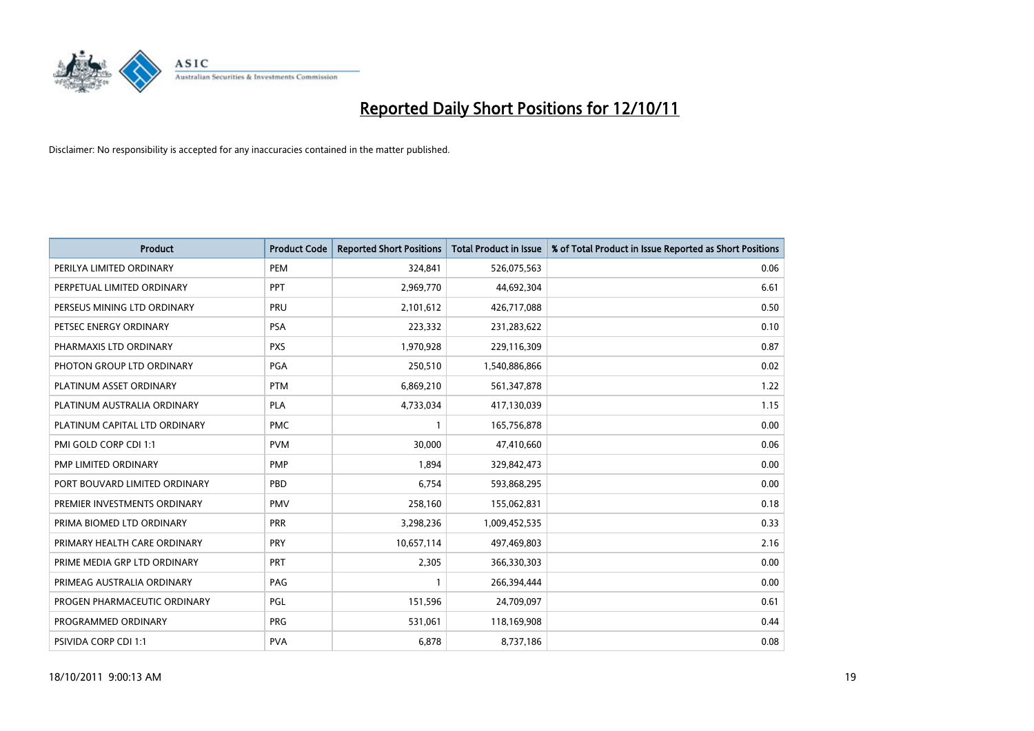# Reported Daily Short Positions for 12/10/11

Disclaimer: No responsibility is accepted for any inaccuracies contained in the matter published.

| Product | Product Code | Reported Short Positions | Total Product in Issue | % of Total Product in Issue Reported as Short Positions |
|---|---|---|---|---|
| PERILYA LIMITED ORDINARY | PEM | 324,841 | 526,075,563 | 0.06 |
| PERPETUAL LIMITED ORDINARY | PPT | 2,969,770 | 44,692,304 | 6.61 |
| PERSEUS MINING LTD ORDINARY | PRU | 2,101,612 | 426,717,088 | 0.50 |
| PETSEC ENERGY ORDINARY | PSA | 223,332 | 231,283,622 | 0.10 |
| PHARMAXIS LTD ORDINARY | PXS | 1,970,928 | 229,116,309 | 0.87 |
| PHOTON GROUP LTD ORDINARY | PGA | 250,510 | 1,540,886,866 | 0.02 |
| PLATINUM ASSET ORDINARY | PTM | 6,869,210 | 561,347,878 | 1.22 |
| PLATINUM AUSTRALIA ORDINARY | PLA | 4,733,034 | 417,130,039 | 1.15 |
| PLATINUM CAPITAL LTD ORDINARY | PMC | 1 | 165,756,878 | 0.00 |
| PMI GOLD CORP CDI 1:1 | PVM | 30,000 | 47,410,660 | 0.06 |
| PMP LIMITED ORDINARY | PMP | 1,894 | 329,842,473 | 0.00 |
| PORT BOUVARD LIMITED ORDINARY | PBD | 6,754 | 593,868,295 | 0.00 |
| PREMIER INVESTMENTS ORDINARY | PMV | 258,160 | 155,062,831 | 0.18 |
| PRIMA BIOMED LTD ORDINARY | PRR | 3,298,236 | 1,009,452,535 | 0.33 |
| PRIMARY HEALTH CARE ORDINARY | PRY | 10,657,114 | 497,469,803 | 2.16 |
| PRIME MEDIA GRP LTD ORDINARY | PRT | 2,305 | 366,330,303 | 0.00 |
| PRIMEAG AUSTRALIA ORDINARY | PAG | 1 | 266,394,444 | 0.00 |
| PROGEN PHARMACEUTIC ORDINARY | PGL | 151,596 | 24,709,097 | 0.61 |
| PROGRAMMED ORDINARY | PRG | 531,061 | 118,169,908 | 0.44 |
| PSIVIDA CORP CDI 1:1 | PVA | 6,878 | 8,737,186 | 0.08 |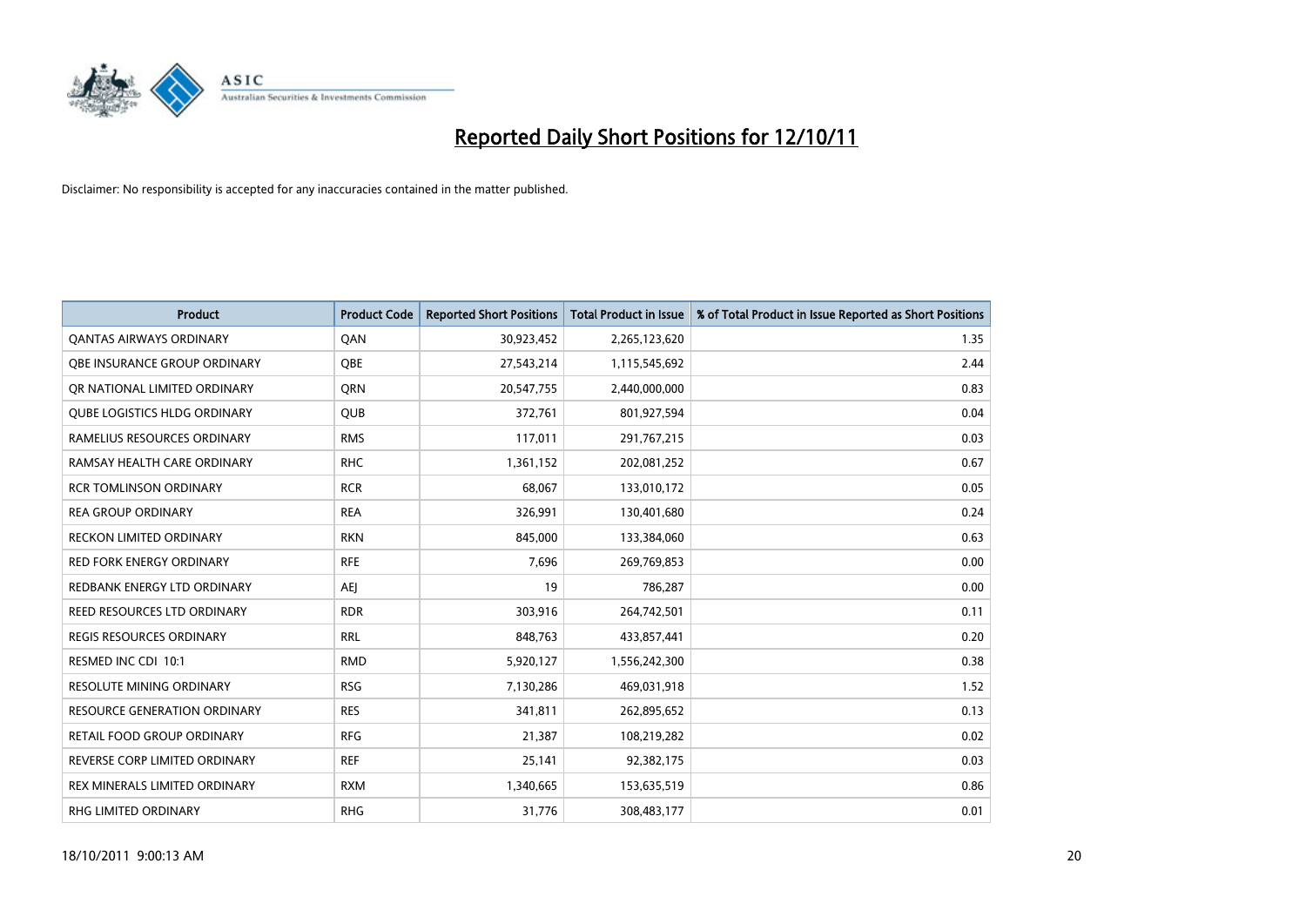# Reported Daily Short Positions for 12/10/11

Disclaimer: No responsibility is accepted for any inaccuracies contained in the matter published.

| Product | Product Code | Reported Short Positions | Total Product in Issue | % of Total Product in Issue Reported as Short Positions |
|---|---|---|---|---|
| QANTAS AIRWAYS ORDINARY | QAN | 30,923,452 | 2,265,123,620 | 1.35 |
| QBE INSURANCE GROUP ORDINARY | QBE | 27,543,214 | 1,115,545,692 | 2.44 |
| QR NATIONAL LIMITED ORDINARY | QRN | 20,547,755 | 2,440,000,000 | 0.83 |
| QUBE LOGISTICS HLDG ORDINARY | QUB | 372,761 | 801,927,594 | 0.04 |
| RAMELIUS RESOURCES ORDINARY | RMS | 117,011 | 291,767,215 | 0.03 |
| RAMSAY HEALTH CARE ORDINARY | RHC | 1,361,152 | 202,081,252 | 0.67 |
| RCR TOMLINSON ORDINARY | RCR | 68,067 | 133,010,172 | 0.05 |
| REA GROUP ORDINARY | REA | 326,991 | 130,401,680 | 0.24 |
| RECKON LIMITED ORDINARY | RKN | 845,000 | 133,384,060 | 0.63 |
| RED FORK ENERGY ORDINARY | RFE | 7,696 | 269,769,853 | 0.00 |
| REDBANK ENERGY LTD ORDINARY | AEJ | 19 | 786,287 | 0.00 |
| REED RESOURCES LTD ORDINARY | RDR | 303,916 | 264,742,501 | 0.11 |
| REGIS RESOURCES ORDINARY | RRL | 848,763 | 433,857,441 | 0.20 |
| RESMED INC CDI 10:1 | RMD | 5,920,127 | 1,556,242,300 | 0.38 |
| RESOLUTE MINING ORDINARY | RSG | 7,130,286 | 469,031,918 | 1.52 |
| RESOURCE GENERATION ORDINARY | RES | 341,811 | 262,895,652 | 0.13 |
| RETAIL FOOD GROUP ORDINARY | RFG | 21,387 | 108,219,282 | 0.02 |
| REVERSE CORP LIMITED ORDINARY | REF | 25,141 | 92,382,175 | 0.03 |
| REX MINERALS LIMITED ORDINARY | RXM | 1,340,665 | 153,635,519 | 0.86 |
| RHG LIMITED ORDINARY | RHG | 31,776 | 308,483,177 | 0.01 |

18/10/2011 9:00:13 AM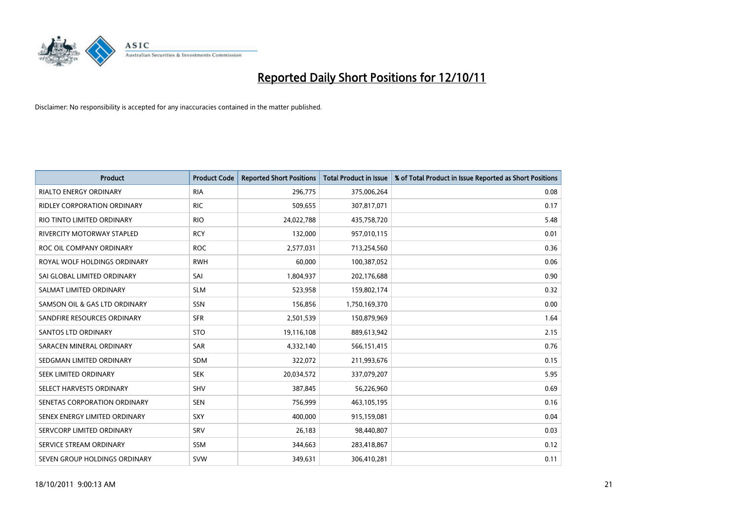# Reported Daily Short Positions for 12/10/11

Disclaimer: No responsibility is accepted for any inaccuracies contained in the matter published.

| Product | Product Code | Reported Short Positions | Total Product in Issue | % of Total Product in Issue Reported as Short Positions |
|---|---|---|---|---|
| RIALTO ENERGY ORDINARY | RIA | 296,775 | 375,006,264 | 0.08 |
| RIDLEY CORPORATION ORDINARY | RIC | 509,655 | 307,817,071 | 0.17 |
| RIO TINTO LIMITED ORDINARY | RIO | 24,022,788 | 435,758,720 | 5.48 |
| RIVERCITY MOTORWAY STAPLED | RCY | 132,000 | 957,010,115 | 0.01 |
| ROC OIL COMPANY ORDINARY | ROC | 2,577,031 | 713,254,560 | 0.36 |
| ROYAL WOLF HOLDINGS ORDINARY | RWH | 60,000 | 100,387,052 | 0.06 |
| SAI GLOBAL LIMITED ORDINARY | SAI | 1,804,937 | 202,176,688 | 0.90 |
| SALMAT LIMITED ORDINARY | SLM | 523,958 | 159,802,174 | 0.32 |
| SAMSON OIL & GAS LTD ORDINARY | SSN | 156,856 | 1,750,169,370 | 0.00 |
| SANDFIRE RESOURCES ORDINARY | SFR | 2,501,539 | 150,879,969 | 1.64 |
| SANTOS LTD ORDINARY | STO | 19,116,108 | 889,613,942 | 2.15 |
| SARACEN MINERAL ORDINARY | SAR | 4,332,140 | 566,151,415 | 0.76 |
| SEDGMAN LIMITED ORDINARY | SDM | 322,072 | 211,993,676 | 0.15 |
| SEEK LIMITED ORDINARY | SEK | 20,034,572 | 337,079,207 | 5.95 |
| SELECT HARVESTS ORDINARY | SHV | 387,845 | 56,226,960 | 0.69 |
| SENETAS CORPORATION ORDINARY | SEN | 756,999 | 463,105,195 | 0.16 |
| SENEX ENERGY LIMITED ORDINARY | SXY | 400,000 | 915,159,081 | 0.04 |
| SERVCORP LIMITED ORDINARY | SRV | 26,183 | 98,440,807 | 0.03 |
| SERVICE STREAM ORDINARY | SSM | 344,663 | 283,418,867 | 0.12 |
| SEVEN GROUP HOLDINGS ORDINARY | SVW | 349,631 | 306,410,281 | 0.11 |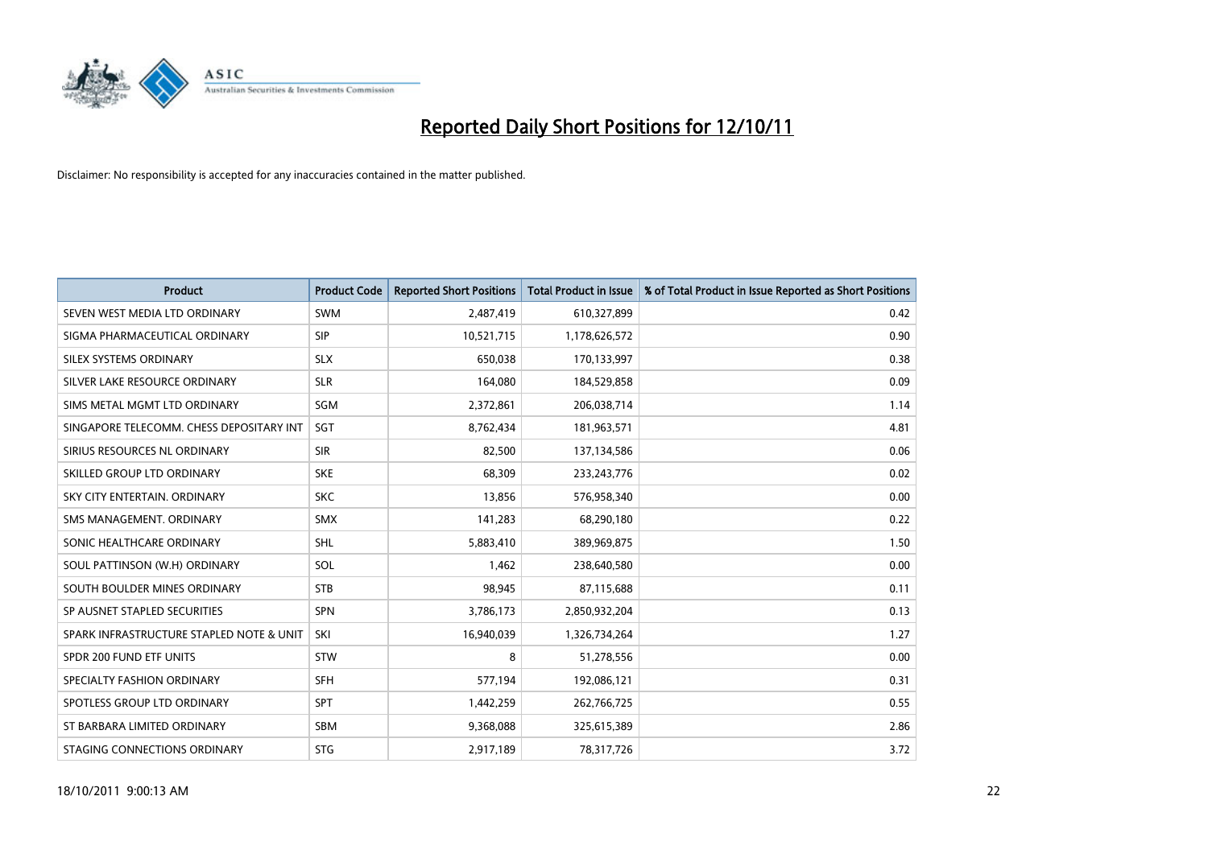# Reported Daily Short Positions for 12/10/11

Disclaimer: No responsibility is accepted for any inaccuracies contained in the matter published.

| Product | Product Code | Reported Short Positions | Total Product in Issue | % of Total Product in Issue Reported as Short Positions |
|---|---|---|---|---|
| SEVEN WEST MEDIA LTD ORDINARY | SWM | 2,487,419 | 610,327,899 | 0.42 |
| SIGMA PHARMACEUTICAL ORDINARY | SIP | 10,521,715 | 1,178,626,572 | 0.90 |
| SILEX SYSTEMS ORDINARY | SLX | 650,038 | 170,133,997 | 0.38 |
| SILVER LAKE RESOURCE ORDINARY | SLR | 164,080 | 184,529,858 | 0.09 |
| SIMS METAL MGMT LTD ORDINARY | SGM | 2,372,861 | 206,038,714 | 1.14 |
| SINGAPORE TELECOMM. CHESS DEPOSITARY INT | SGT | 8,762,434 | 181,963,571 | 4.81 |
| SIRIUS RESOURCES NL ORDINARY | SIR | 82,500 | 137,134,586 | 0.06 |
| SKILLED GROUP LTD ORDINARY | SKE | 68,309 | 233,243,776 | 0.02 |
| SKY CITY ENTERTAIN. ORDINARY | SKC | 13,856 | 576,958,340 | 0.00 |
| SMS MANAGEMENT. ORDINARY | SMX | 141,283 | 68,290,180 | 0.22 |
| SONIC HEALTHCARE ORDINARY | SHL | 5,883,410 | 389,969,875 | 1.50 |
| SOUL PATTINSON (W.H) ORDINARY | SOL | 1,462 | 238,640,580 | 0.00 |
| SOUTH BOULDER MINES ORDINARY | STB | 98,945 | 87,115,688 | 0.11 |
| SP AUSNET STAPLED SECURITIES | SPN | 3,786,173 | 2,850,932,204 | 0.13 |
| SPARK INFRASTRUCTURE STAPLED NOTE & UNIT | SKI | 16,940,039 | 1,326,734,264 | 1.27 |
| SPDR 200 FUND ETF UNITS | STW | 8 | 51,278,556 | 0.00 |
| SPECIALTY FASHION ORDINARY | SFH | 577,194 | 192,086,121 | 0.31 |
| SPOTLESS GROUP LTD ORDINARY | SPT | 1,442,259 | 262,766,725 | 0.55 |
| ST BARBARA LIMITED ORDINARY | SBM | 9,368,088 | 325,615,389 | 2.86 |
| STAGING CONNECTIONS ORDINARY | STG | 2,917,189 | 78,317,726 | 3.72 |

18/10/2011 9:00:13 AM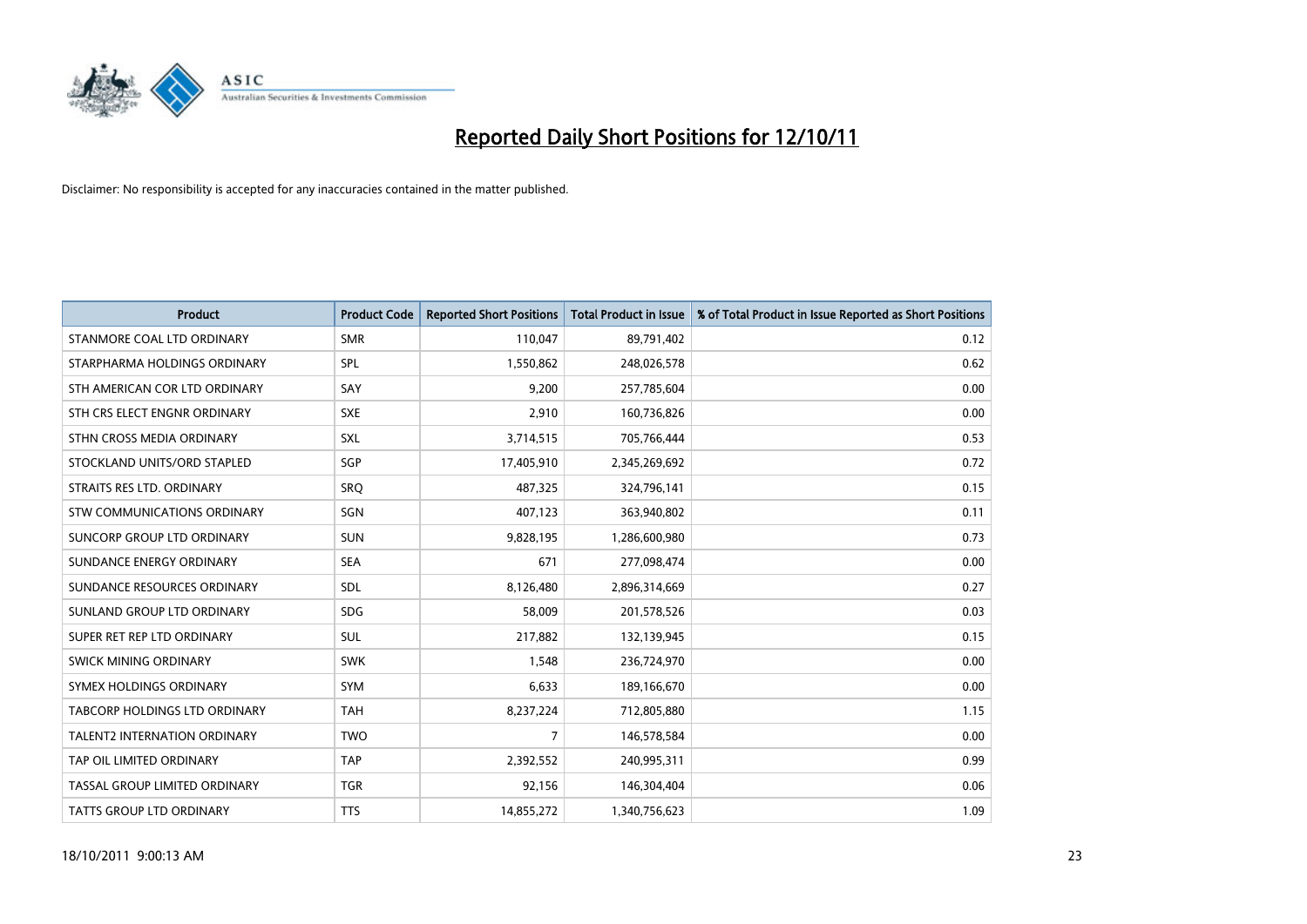# Reported Daily Short Positions for 12/10/11

Disclaimer: No responsibility is accepted for any inaccuracies contained in the matter published.

| Product | Product Code | Reported Short Positions | Total Product in Issue | % of Total Product in Issue Reported as Short Positions |
|---|---|---|---|---|
| STANMORE COAL LTD ORDINARY | SMR | 110,047 | 89,791,402 | 0.12 |
| STARPHARMA HOLDINGS ORDINARY | SPL | 1,550,862 | 248,026,578 | 0.62 |
| STH AMERICAN COR LTD ORDINARY | SAY | 9,200 | 257,785,604 | 0.00 |
| STH CRS ELECT ENGNR ORDINARY | SXE | 2,910 | 160,736,826 | 0.00 |
| STHN CROSS MEDIA ORDINARY | SXL | 3,714,515 | 705,766,444 | 0.53 |
| STOCKLAND UNITS/ORD STAPLED | SGP | 17,405,910 | 2,345,269,692 | 0.72 |
| STRAITS RES LTD. ORDINARY | SRQ | 487,325 | 324,796,141 | 0.15 |
| STW COMMUNICATIONS ORDINARY | SGN | 407,123 | 363,940,802 | 0.11 |
| SUNCORP GROUP LTD ORDINARY | SUN | 9,828,195 | 1,286,600,980 | 0.73 |
| SUNDANCE ENERGY ORDINARY | SEA | 671 | 277,098,474 | 0.00 |
| SUNDANCE RESOURCES ORDINARY | SDL | 8,126,480 | 2,896,314,669 | 0.27 |
| SUNLAND GROUP LTD ORDINARY | SDG | 58,009 | 201,578,526 | 0.03 |
| SUPER RET REP LTD ORDINARY | SUL | 217,882 | 132,139,945 | 0.15 |
| SWICK MINING ORDINARY | SWK | 1,548 | 236,724,970 | 0.00 |
| SYMEX HOLDINGS ORDINARY | SYM | 6,633 | 189,166,670 | 0.00 |
| TABCORP HOLDINGS LTD ORDINARY | TAH | 8,237,224 | 712,805,880 | 1.15 |
| TALENT2 INTERNATION ORDINARY | TWO | 7 | 146,578,584 | 0.00 |
| TAP OIL LIMITED ORDINARY | TAP | 2,392,552 | 240,995,311 | 0.99 |
| TASSAL GROUP LIMITED ORDINARY | TGR | 92,156 | 146,304,404 | 0.06 |
| TATTS GROUP LTD ORDINARY | TTS | 14,855,272 | 1,340,756,623 | 1.09 |

18/10/2011 9:00:13 AM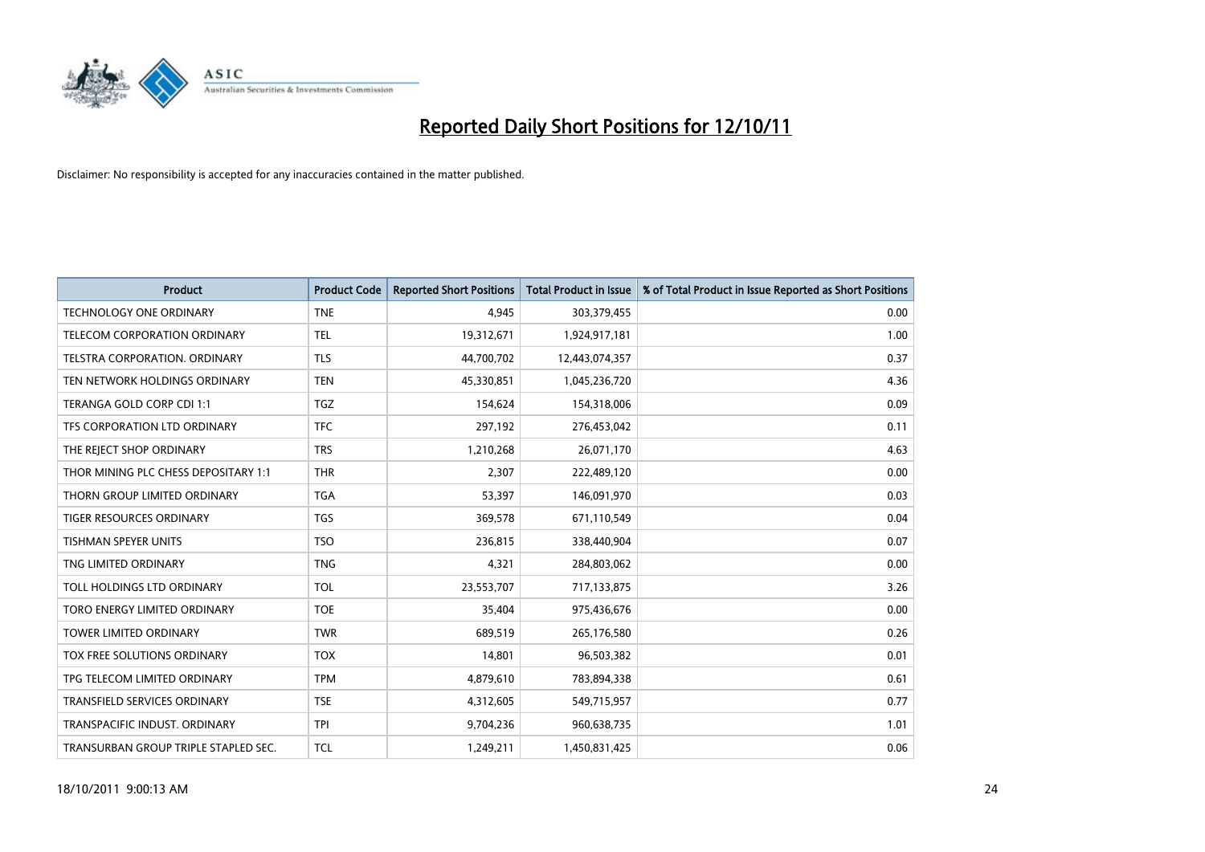# Reported Daily Short Positions for 12/10/11

Disclaimer: No responsibility is accepted for any inaccuracies contained in the matter published.

| Product | Product Code | Reported Short Positions | Total Product in Issue | % of Total Product in Issue Reported as Short Positions |
|---|---|---|---|---|
| TECHNOLOGY ONE ORDINARY | TNE | 4,945 | 303,379,455 | 0.00 |
| TELECOM CORPORATION ORDINARY | TEL | 19,312,671 | 1,924,917,181 | 1.00 |
| TELSTRA CORPORATION. ORDINARY | TLS | 44,700,702 | 12,443,074,357 | 0.37 |
| TEN NETWORK HOLDINGS ORDINARY | TEN | 45,330,851 | 1,045,236,720 | 4.36 |
| TERANGA GOLD CORP CDI 1:1 | TGZ | 154,624 | 154,318,006 | 0.09 |
| TFS CORPORATION LTD ORDINARY | TFC | 297,192 | 276,453,042 | 0.11 |
| THE REJECT SHOP ORDINARY | TRS | 1,210,268 | 26,071,170 | 4.63 |
| THOR MINING PLC CHESS DEPOSITARY 1:1 | THR | 2,307 | 222,489,120 | 0.00 |
| THORN GROUP LIMITED ORDINARY | TGA | 53,397 | 146,091,970 | 0.03 |
| TIGER RESOURCES ORDINARY | TGS | 369,578 | 671,110,549 | 0.04 |
| TISHMAN SPEYER UNITS | TSO | 236,815 | 338,440,904 | 0.07 |
| TNG LIMITED ORDINARY | TNG | 4,321 | 284,803,062 | 0.00 |
| TOLL HOLDINGS LTD ORDINARY | TOL | 23,553,707 | 717,133,875 | 3.26 |
| TORO ENERGY LIMITED ORDINARY | TOE | 35,404 | 975,436,676 | 0.00 |
| TOWER LIMITED ORDINARY | TWR | 689,519 | 265,176,580 | 0.26 |
| TOX FREE SOLUTIONS ORDINARY | TOX | 14,801 | 96,503,382 | 0.01 |
| TPG TELECOM LIMITED ORDINARY | TPM | 4,879,610 | 783,894,338 | 0.61 |
| TRANSFIELD SERVICES ORDINARY | TSE | 4,312,605 | 549,715,957 | 0.77 |
| TRANSPACIFIC INDUST. ORDINARY | TPI | 9,704,236 | 960,638,735 | 1.01 |
| TRANSURBAN GROUP TRIPLE STAPLED SEC. | TCL | 1,249,211 | 1,450,831,425 | 0.06 |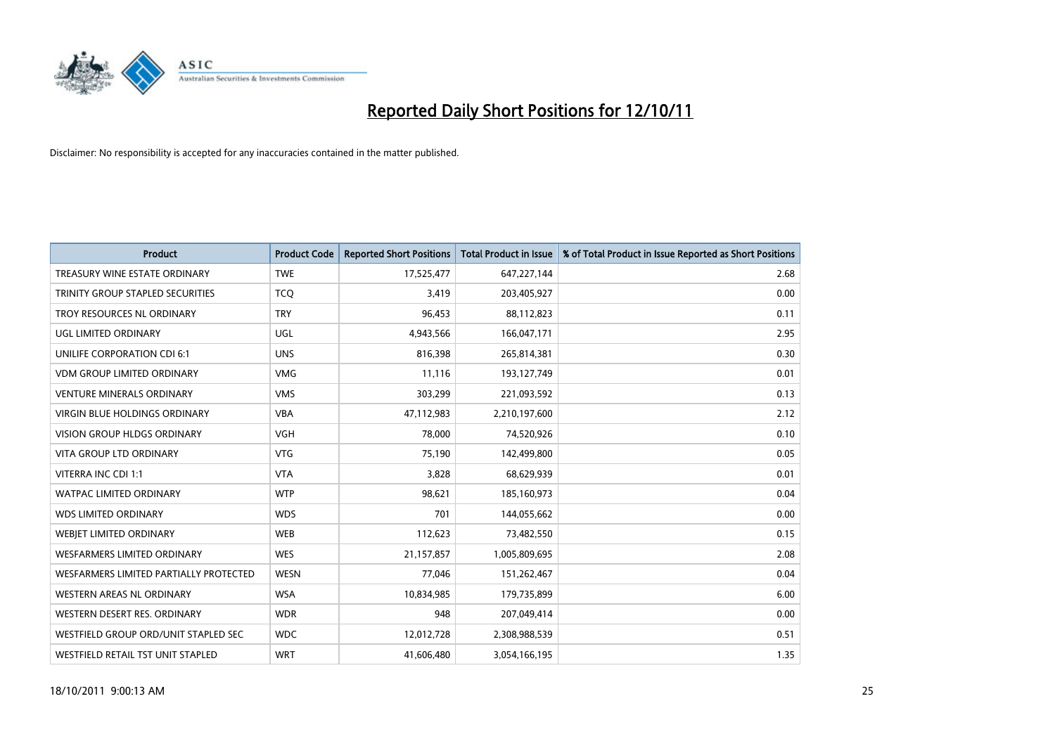# Reported Daily Short Positions for 12/10/11

Disclaimer: No responsibility is accepted for any inaccuracies contained in the matter published.

| Product | Product Code | Reported Short Positions | Total Product in Issue | % of Total Product in Issue Reported as Short Positions |
|---|---|---|---|---|
| TREASURY WINE ESTATE ORDINARY | TWE | 17,525,477 | 647,227,144 | 2.68 |
| TRINITY GROUP STAPLED SECURITIES | TCQ | 3,419 | 203,405,927 | 0.00 |
| TROY RESOURCES NL ORDINARY | TRY | 96,453 | 88,112,823 | 0.11 |
| UGL LIMITED ORDINARY | UGL | 4,943,566 | 166,047,171 | 2.95 |
| UNILIFE CORPORATION CDI 6:1 | UNS | 816,398 | 265,814,381 | 0.30 |
| VDM GROUP LIMITED ORDINARY | VMG | 11,116 | 193,127,749 | 0.01 |
| VENTURE MINERALS ORDINARY | VMS | 303,299 | 221,093,592 | 0.13 |
| VIRGIN BLUE HOLDINGS ORDINARY | VBA | 47,112,983 | 2,210,197,600 | 2.12 |
| VISION GROUP HLDGS ORDINARY | VGH | 78,000 | 74,520,926 | 0.10 |
| VITA GROUP LTD ORDINARY | VTG | 75,190 | 142,499,800 | 0.05 |
| VITERRA INC CDI 1:1 | VTA | 3,828 | 68,629,939 | 0.01 |
| WATPAC LIMITED ORDINARY | WTP | 98,621 | 185,160,973 | 0.04 |
| WDS LIMITED ORDINARY | WDS | 701 | 144,055,662 | 0.00 |
| WEBJET LIMITED ORDINARY | WEB | 112,623 | 73,482,550 | 0.15 |
| WESFARMERS LIMITED ORDINARY | WES | 21,157,857 | 1,005,809,695 | 2.08 |
| WESFARMERS LIMITED PARTIALLY PROTECTED | WESN | 77,046 | 151,262,467 | 0.04 |
| WESTERN AREAS NL ORDINARY | WSA | 10,834,985 | 179,735,899 | 6.00 |
| WESTERN DESERT RES. ORDINARY | WDR | 948 | 207,049,414 | 0.00 |
| WESTFIELD GROUP ORD/UNIT STAPLED SEC | WDC | 12,012,728 | 2,308,988,539 | 0.51 |
| WESTFIELD RETAIL TST UNIT STAPLED | WRT | 41,606,480 | 3,054,166,195 | 1.35 |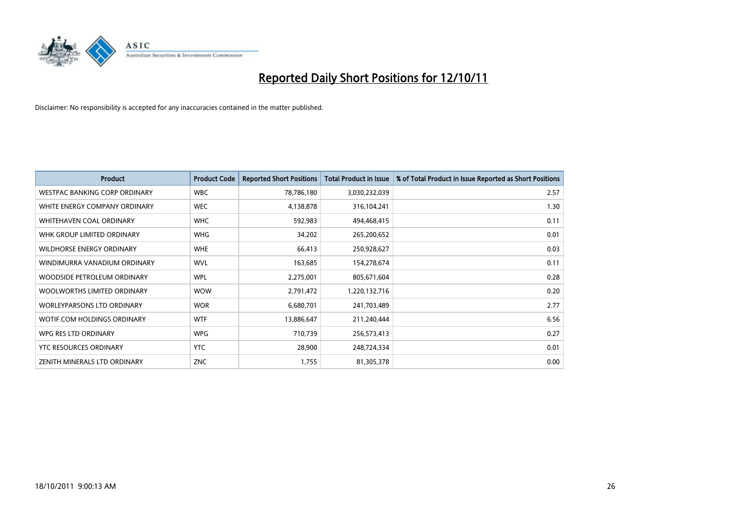# Reported Daily Short Positions for 12/10/11

Disclaimer: No responsibility is accepted for any inaccuracies contained in the matter published.

| Product | Product Code | Reported Short Positions | Total Product in Issue | % of Total Product in Issue Reported as Short Positions |
|---|---|---|---|---|
| WESTPAC BANKING CORP ORDINARY | WBC | 78,786,180 | 3,030,232,039 | 2.57 |
| WHITE ENERGY COMPANY ORDINARY | WEC | 4,138,878 | 316,104,241 | 1.30 |
| WHITEHAVEN COAL ORDINARY | WHC | 592,983 | 494,468,415 | 0.11 |
| WHK GROUP LIMITED ORDINARY | WHG | 34,202 | 265,200,652 | 0.01 |
| WILDHORSE ENERGY ORDINARY | WHE | 66,413 | 250,928,627 | 0.03 |
| WINDIMURRA VANADIUM ORDINARY | WVL | 163,685 | 154,278,674 | 0.11 |
| WOODSIDE PETROLEUM ORDINARY | WPL | 2,275,001 | 805,671,604 | 0.28 |
| WOOLWORTHS LIMITED ORDINARY | WOW | 2,791,472 | 1,220,132,716 | 0.20 |
| WORLEYPARSONS LTD ORDINARY | WOR | 6,680,701 | 241,703,489 | 2.77 |
| WOTIF.COM HOLDINGS ORDINARY | WTF | 13,886,647 | 211,240,444 | 6.56 |
| WPG RES LTD ORDINARY | WPG | 710,739 | 256,573,413 | 0.27 |
| YTC RESOURCES ORDINARY | YTC | 28,900 | 248,724,334 | 0.01 |
| ZENITH MINERALS LTD ORDINARY | ZNC | 1,755 | 81,305,378 | 0.00 |

18/10/2011 9:00:13 AM